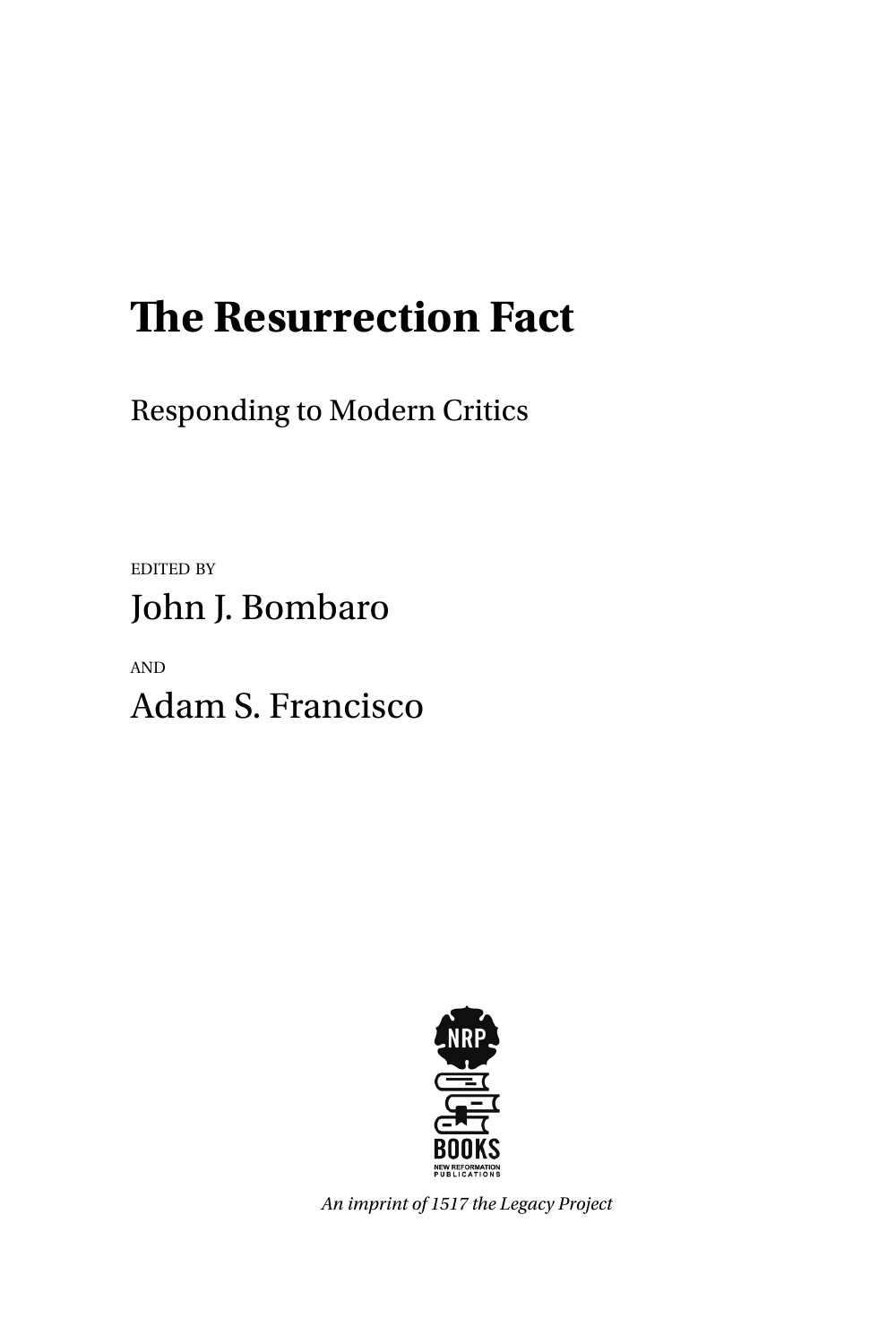# The Resurrection Fact

Responding to Modern Critics

EDITED BY

John J. Bombaro

AND

Adam S. Francisco

NRP

BOOKS

NEW REFORMATION PUBLICATIONS

*An imprint of 1517 the Legacy Project*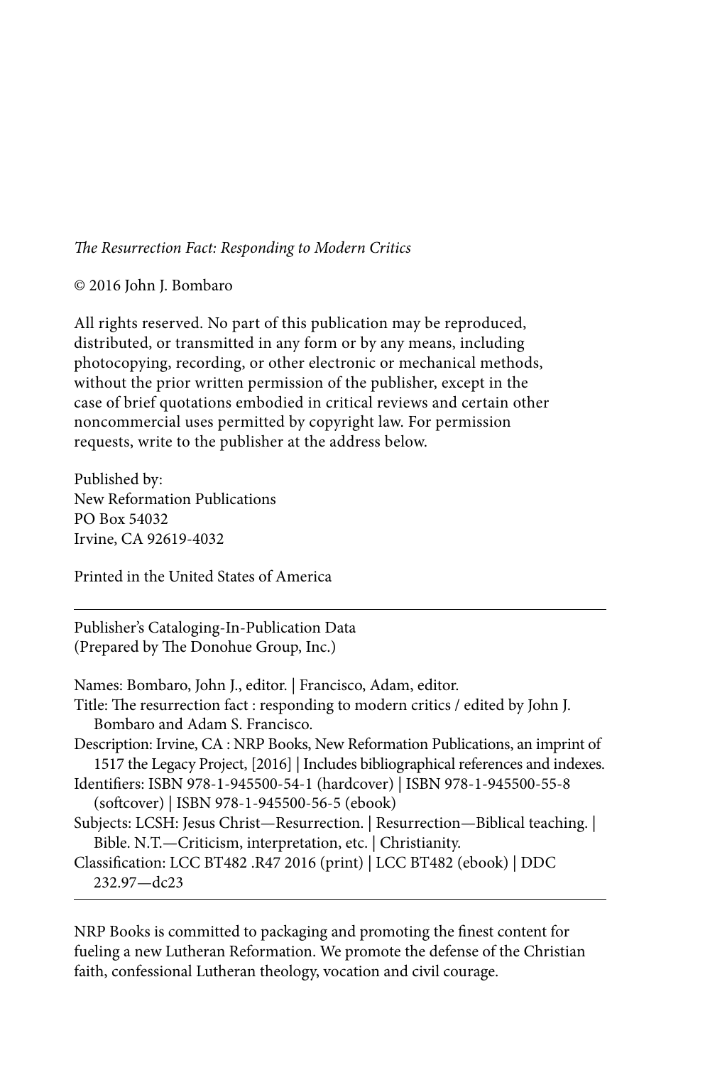*The Resurrection Fact: Responding to Modern Critics*

© 2016 John J. Bombaro

All rights reserved. No part of this publication may be reproduced, distributed, or transmitted in any form or by any means, including photocopying, recording, or other electronic or mechanical methods, without the prior written permission of the publisher, except in the case of brief quotations embodied in critical reviews and certain other noncommercial uses permitted by copyright law. For permission requests, write to the publisher at the address below.

Published by:
New Reformation Publications
PO Box 54032
Irvine, CA 92619-4032

Printed in the United States of America

---

Publisher's Cataloging-In-Publication Data
(Prepared by The Donohue Group, Inc.)

Names: Bombaro, John J., editor. | Francisco, Adam, editor.
Title: The resurrection fact : responding to modern critics / edited by John J. Bombaro and Adam S. Francisco.
Description: Irvine, CA : NRP Books, New Reformation Publications, an imprint of 1517 the Legacy Project, [2016] | Includes bibliographical references and indexes.
Identifiers: ISBN 978-1-945500-54-1 (hardcover) | ISBN 978-1-945500-55-8 (softcover) | ISBN 978-1-945500-56-5 (ebook)
Subjects: LCSH: Jesus Christ—Resurrection. | Resurrection—Biblical teaching. | Bible. N.T.—Criticism, interpretation, etc. | Christianity.
Classification: LCC BT482 .R47 2016 (print) | LCC BT482 (ebook) | DDC 232.97—dc23

---

NRP Books is committed to packaging and promoting the finest content for fueling a new Lutheran Reformation. We promote the defense of the Christian faith, confessional Lutheran theology, vocation and civil courage.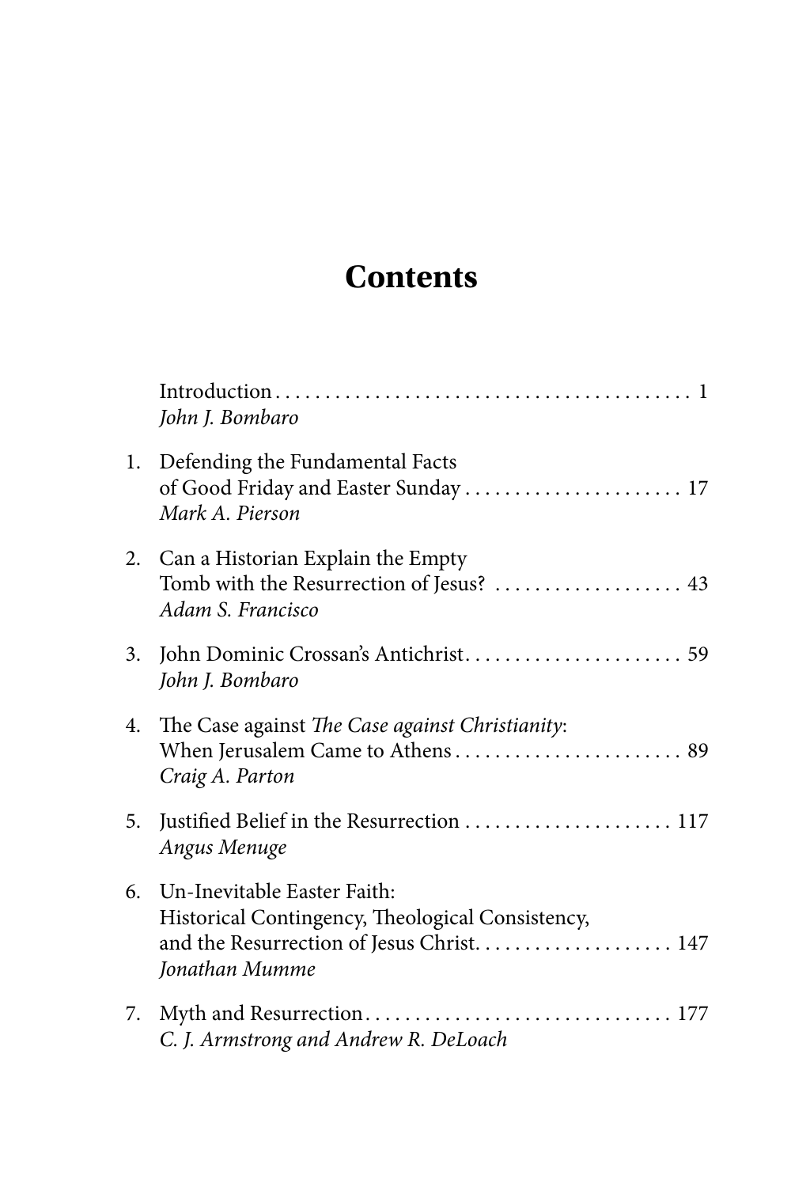# Contents

Introduction . . . . . . . . . . . . . . . . . . . . . . . . . . . . . . . . . . . . . . . . . 1
*John J. Bombaro*

1. Defending the Fundamental Facts of Good Friday and Easter Sunday . . . . . . . . . . . . . . . . . . . . . . 17
   *Mark A. Pierson*

2. Can a Historian Explain the Empty Tomb with the Resurrection of Jesus? . . . . . . . . . . . . . . . . . . . 43
   *Adam S. Francisco*

3. John Dominic Crossan's Antichrist. . . . . . . . . . . . . . . . . . . . . . 59
   *John J. Bombaro*

4. The Case against *The Case against Christianity*: When Jerusalem Came to Athens . . . . . . . . . . . . . . . . . . . . . . . 89
   *Craig A. Parton*

5. Justified Belief in the Resurrection . . . . . . . . . . . . . . . . . . . . . 117
   *Angus Menuge*

6. Un-Inevitable Easter Faith: Historical Contingency, Theological Consistency, and the Resurrection of Jesus Christ. . . . . . . . . . . . . . . . . . . . 147
   *Jonathan Mumme*

7. Myth and Resurrection. . . . . . . . . . . . . . . . . . . . . . . . . . . . . . . 177
   *C. J. Armstrong and Andrew R. DeLoach*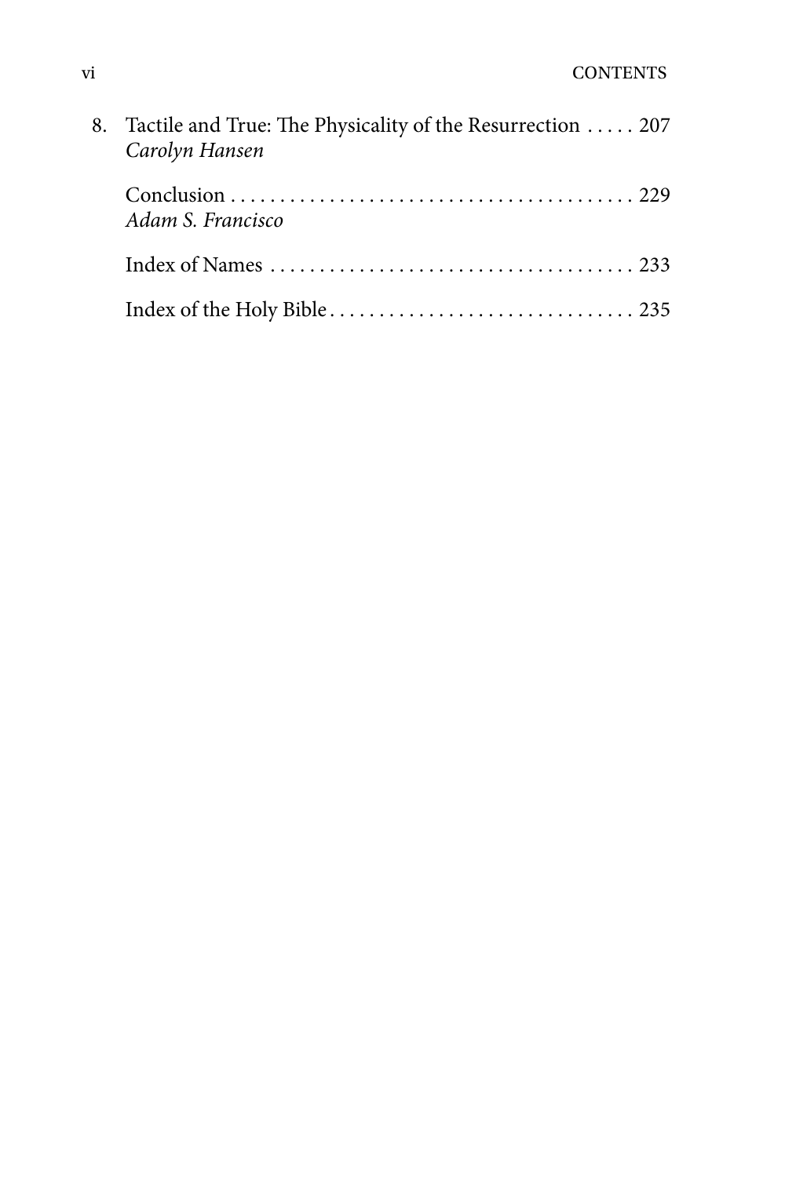8. Tactile and True: The Physicality of the Resurrection . . . . . 207
   *Carolyn Hansen*

   Conclusion . . . . . . . . . . . . . . . . . . . . . . . . . . . . . . . . . . . . . . . . . . 229
   *Adam S. Francisco*

   Index of Names . . . . . . . . . . . . . . . . . . . . . . . . . . . . . . . . . . . . . 233

   Index of the Holy Bible . . . . . . . . . . . . . . . . . . . . . . . . . . . . . . . 235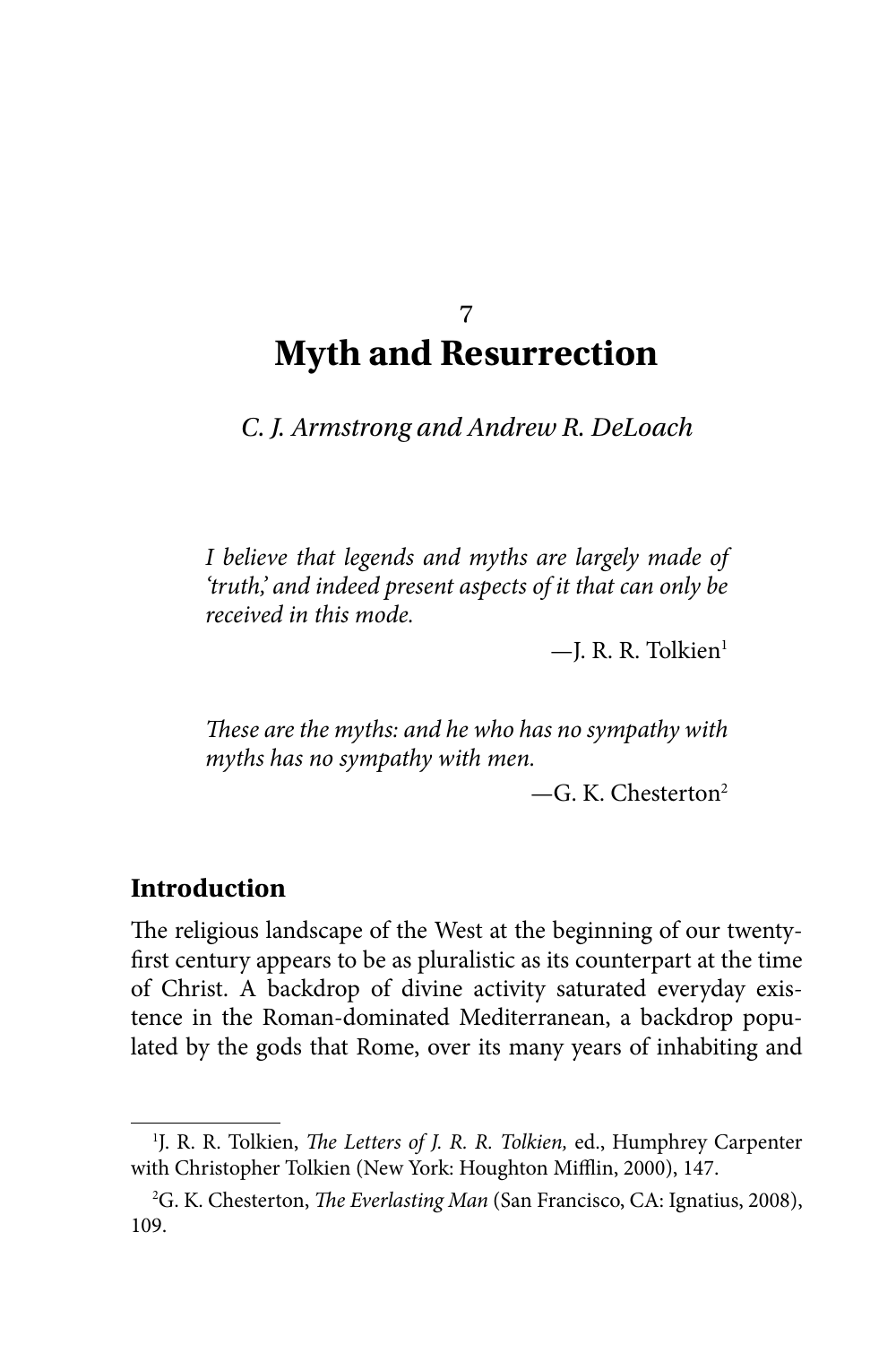7

# Myth and Resurrection

*C. J. Armstrong and Andrew R. DeLoach*

> *I believe that legends and myths are largely made of 'truth,' and indeed present aspects of it that can only be received in this mode.*
>
> —J. R. R. Tolkien[1]

> *These are the myths: and he who has no sympathy with myths has no sympathy with men.*
>
> —G. K. Chesterton[2]

## Introduction

The religious landscape of the West at the beginning of our twenty-first century appears to be as pluralistic as its counterpart at the time of Christ. A backdrop of divine activity saturated everyday existence in the Roman-dominated Mediterranean, a backdrop populated by the gods that Rome, over its many years of inhabiting and

---

[1]J. R. R. Tolkien, *The Letters of J. R. R. Tolkien,* ed., Humphrey Carpenter with Christopher Tolkien (New York: Houghton Mifflin, 2000), 147.

[2]G. K. Chesterton, *The Everlasting Man* (San Francisco, CA: Ignatius, 2008), 109.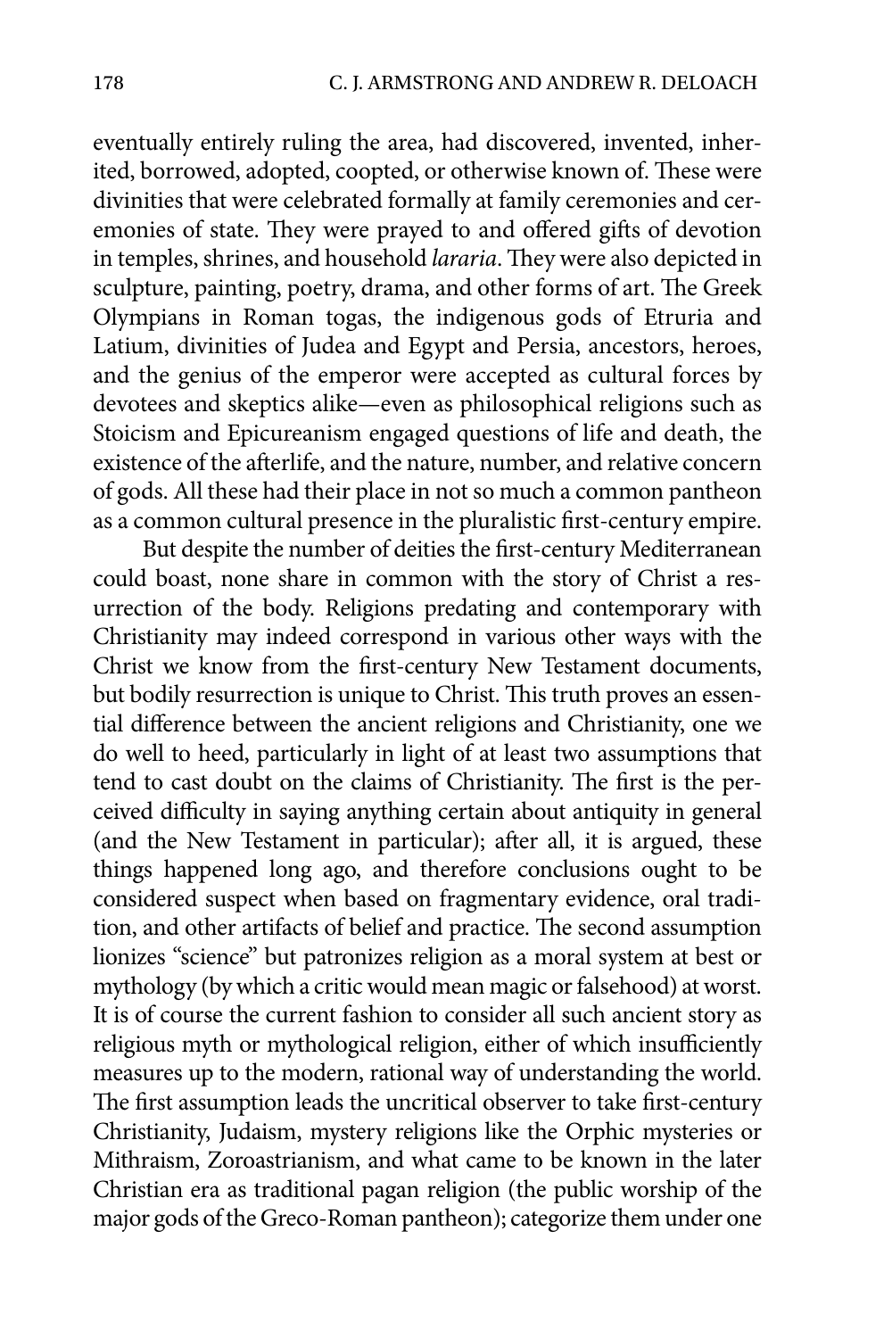eventually entirely ruling the area, had discovered, invented, inherited, borrowed, adopted, coopted, or otherwise known of. These were divinities that were celebrated formally at family ceremonies and ceremonies of state. They were prayed to and offered gifts of devotion in temples, shrines, and household *lararia*. They were also depicted in sculpture, painting, poetry, drama, and other forms of art. The Greek Olympians in Roman togas, the indigenous gods of Etruria and Latium, divinities of Judea and Egypt and Persia, ancestors, heroes, and the genius of the emperor were accepted as cultural forces by devotees and skeptics alike—even as philosophical religions such as Stoicism and Epicureanism engaged questions of life and death, the existence of the afterlife, and the nature, number, and relative concern of gods. All these had their place in not so much a common pantheon as a common cultural presence in the pluralistic first-century empire.

But despite the number of deities the first-century Mediterranean could boast, none share in common with the story of Christ a resurrection of the body. Religions predating and contemporary with Christianity may indeed correspond in various other ways with the Christ we know from the first-century New Testament documents, but bodily resurrection is unique to Christ. This truth proves an essential difference between the ancient religions and Christianity, one we do well to heed, particularly in light of at least two assumptions that tend to cast doubt on the claims of Christianity. The first is the perceived difficulty in saying anything certain about antiquity in general (and the New Testament in particular); after all, it is argued, these things happened long ago, and therefore conclusions ought to be considered suspect when based on fragmentary evidence, oral tradition, and other artifacts of belief and practice. The second assumption lionizes "science" but patronizes religion as a moral system at best or mythology (by which a critic would mean magic or falsehood) at worst. It is of course the current fashion to consider all such ancient story as religious myth or mythological religion, either of which insufficiently measures up to the modern, rational way of understanding the world. The first assumption leads the uncritical observer to take first-century Christianity, Judaism, mystery religions like the Orphic mysteries or Mithraism, Zoroastrianism, and what came to be known in the later Christian era as traditional pagan religion (the public worship of the major gods of the Greco-Roman pantheon); categorize them under one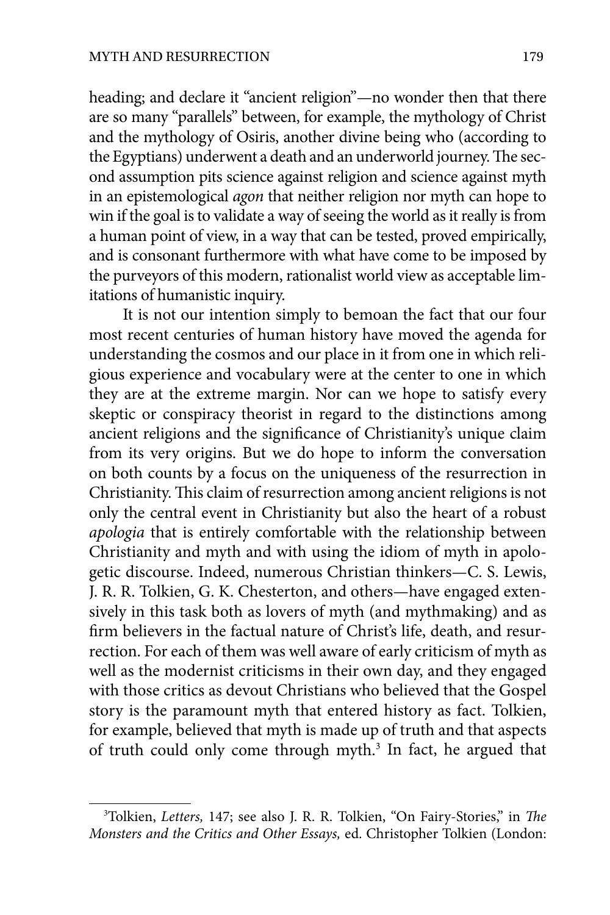heading; and declare it "ancient religion"—no wonder then that there are so many "parallels" between, for example, the mythology of Christ and the mythology of Osiris, another divine being who (according to the Egyptians) underwent a death and an underworld journey. The second assumption pits science against religion and science against myth in an epistemological *agon* that neither religion nor myth can hope to win if the goal is to validate a way of seeing the world as it really is from a human point of view, in a way that can be tested, proved empirically, and is consonant furthermore with what have come to be imposed by the purveyors of this modern, rationalist world view as acceptable limitations of humanistic inquiry.

It is not our intention simply to bemoan the fact that our four most recent centuries of human history have moved the agenda for understanding the cosmos and our place in it from one in which religious experience and vocabulary were at the center to one in which they are at the extreme margin. Nor can we hope to satisfy every skeptic or conspiracy theorist in regard to the distinctions among ancient religions and the significance of Christianity's unique claim from its very origins. But we do hope to inform the conversation on both counts by a focus on the uniqueness of the resurrection in Christianity. This claim of resurrection among ancient religions is not only the central event in Christianity but also the heart of a robust *apologia* that is entirely comfortable with the relationship between Christianity and myth and with using the idiom of myth in apologetic discourse. Indeed, numerous Christian thinkers—C. S. Lewis, J. R. R. Tolkien, G. K. Chesterton, and others—have engaged extensively in this task both as lovers of myth (and mythmaking) and as firm believers in the factual nature of Christ's life, death, and resurrection. For each of them was well aware of early criticism of myth as well as the modernist criticisms in their own day, and they engaged with those critics as devout Christians who believed that the Gospel story is the paramount myth that entered history as fact. Tolkien, for example, believed that myth is made up of truth and that aspects of truth could only come through myth.[3] In fact, he argued that

---

[3]Tolkien, *Letters,* 147; see also J. R. R. Tolkien, "On Fairy-Stories," in *The Monsters and the Critics and Other Essays,* ed. Christopher Tolkien (London: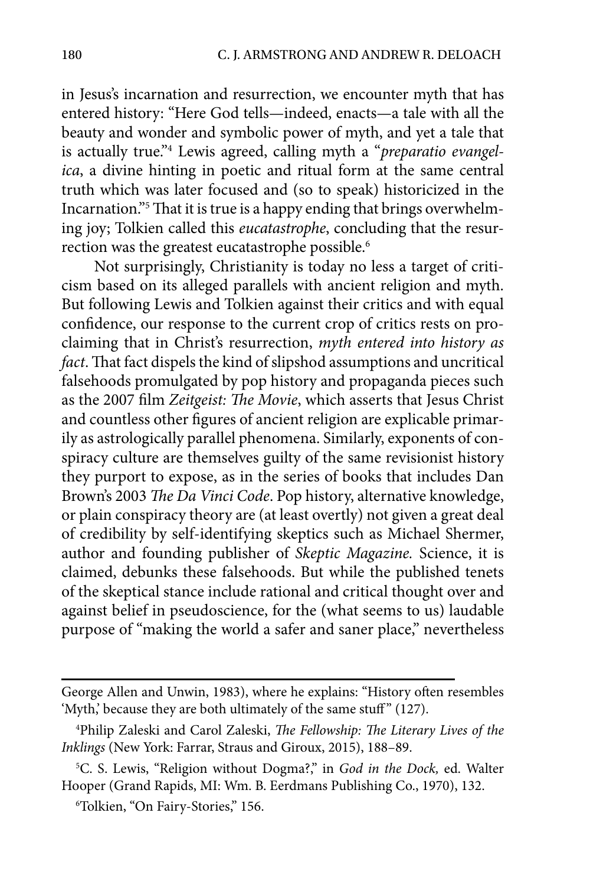in Jesus's incarnation and resurrection, we encounter myth that has entered history: "Here God tells—indeed, enacts—a tale with all the beauty and wonder and symbolic power of myth, and yet a tale that is actually true."[4] Lewis agreed, calling myth a "*preparatio evangelica*, a divine hinting in poetic and ritual form at the same central truth which was later focused and (so to speak) historicized in the Incarnation."[5] That it is true is a happy ending that brings overwhelming joy; Tolkien called this *eucatastrophe*, concluding that the resurrection was the greatest eucatastrophe possible.[6]

Not surprisingly, Christianity is today no less a target of criticism based on its alleged parallels with ancient religion and myth. But following Lewis and Tolkien against their critics and with equal confidence, our response to the current crop of critics rests on proclaiming that in Christ's resurrection, *myth entered into history as fact*. That fact dispels the kind of slipshod assumptions and uncritical falsehoods promulgated by pop history and propaganda pieces such as the 2007 film *Zeitgeist: The Movie*, which asserts that Jesus Christ and countless other figures of ancient religion are explicable primarily as astrologically parallel phenomena. Similarly, exponents of conspiracy culture are themselves guilty of the same revisionist history they purport to expose, as in the series of books that includes Dan Brown's 2003 *The Da Vinci Code*. Pop history, alternative knowledge, or plain conspiracy theory are (at least overtly) not given a great deal of credibility by self-identifying skeptics such as Michael Shermer, author and founding publisher of *Skeptic Magazine.* Science, it is claimed, debunks these falsehoods. But while the published tenets of the skeptical stance include rational and critical thought over and against belief in pseudoscience, for the (what seems to us) laudable purpose of "making the world a safer and saner place," nevertheless

---

George Allen and Unwin, 1983), where he explains: "History often resembles 'Myth,' because they are both ultimately of the same stuff" (127).

[4]Philip Zaleski and Carol Zaleski, *The Fellowship: The Literary Lives of the Inklings* (New York: Farrar, Straus and Giroux, 2015), 188–89.

[5]C. S. Lewis, "Religion without Dogma?," in *God in the Dock,* ed. Walter Hooper (Grand Rapids, MI: Wm. B. Eerdmans Publishing Co., 1970), 132.

[6]Tolkien, "On Fairy-Stories," 156.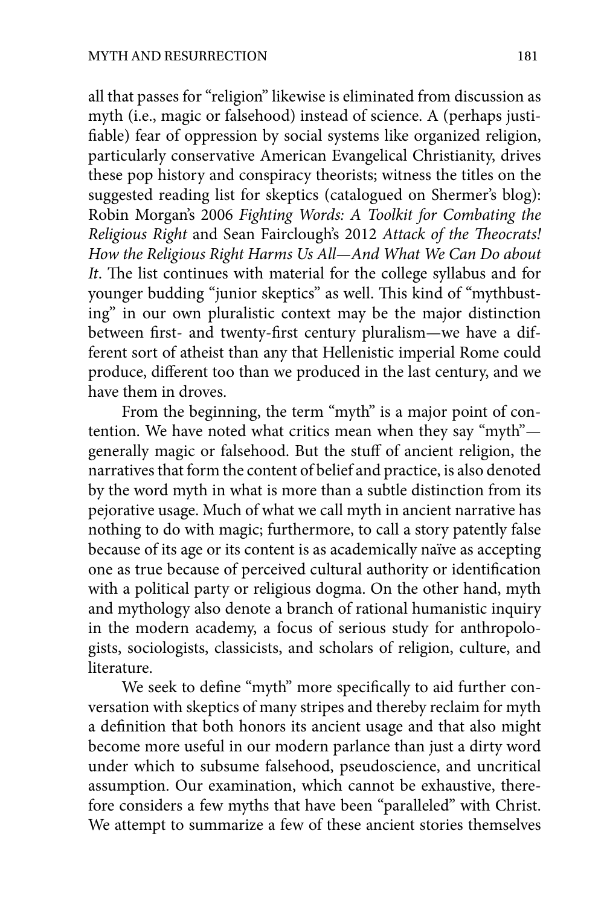all that passes for "religion" likewise is eliminated from discussion as myth (i.e., magic or falsehood) instead of science. A (perhaps justifiable) fear of oppression by social systems like organized religion, particularly conservative American Evangelical Christianity, drives these pop history and conspiracy theorists; witness the titles on the suggested reading list for skeptics (catalogued on Shermer's blog): Robin Morgan's 2006 *Fighting Words: A Toolkit for Combating the Religious Right* and Sean Fairclough's 2012 *Attack of the Theocrats! How the Religious Right Harms Us All—And What We Can Do about It*. The list continues with material for the college syllabus and for younger budding "junior skeptics" as well. This kind of "mythbusting" in our own pluralistic context may be the major distinction between first- and twenty-first century pluralism—we have a different sort of atheist than any that Hellenistic imperial Rome could produce, different too than we produced in the last century, and we have them in droves.

From the beginning, the term "myth" is a major point of contention. We have noted what critics mean when they say "myth"—generally magic or falsehood. But the stuff of ancient religion, the narratives that form the content of belief and practice, is also denoted by the word myth in what is more than a subtle distinction from its pejorative usage. Much of what we call myth in ancient narrative has nothing to do with magic; furthermore, to call a story patently false because of its age or its content is as academically naïve as accepting one as true because of perceived cultural authority or identification with a political party or religious dogma. On the other hand, myth and mythology also denote a branch of rational humanistic inquiry in the modern academy, a focus of serious study for anthropologists, sociologists, classicists, and scholars of religion, culture, and literature.

We seek to define "myth" more specifically to aid further conversation with skeptics of many stripes and thereby reclaim for myth a definition that both honors its ancient usage and that also might become more useful in our modern parlance than just a dirty word under which to subsume falsehood, pseudoscience, and uncritical assumption. Our examination, which cannot be exhaustive, therefore considers a few myths that have been "paralleled" with Christ. We attempt to summarize a few of these ancient stories themselves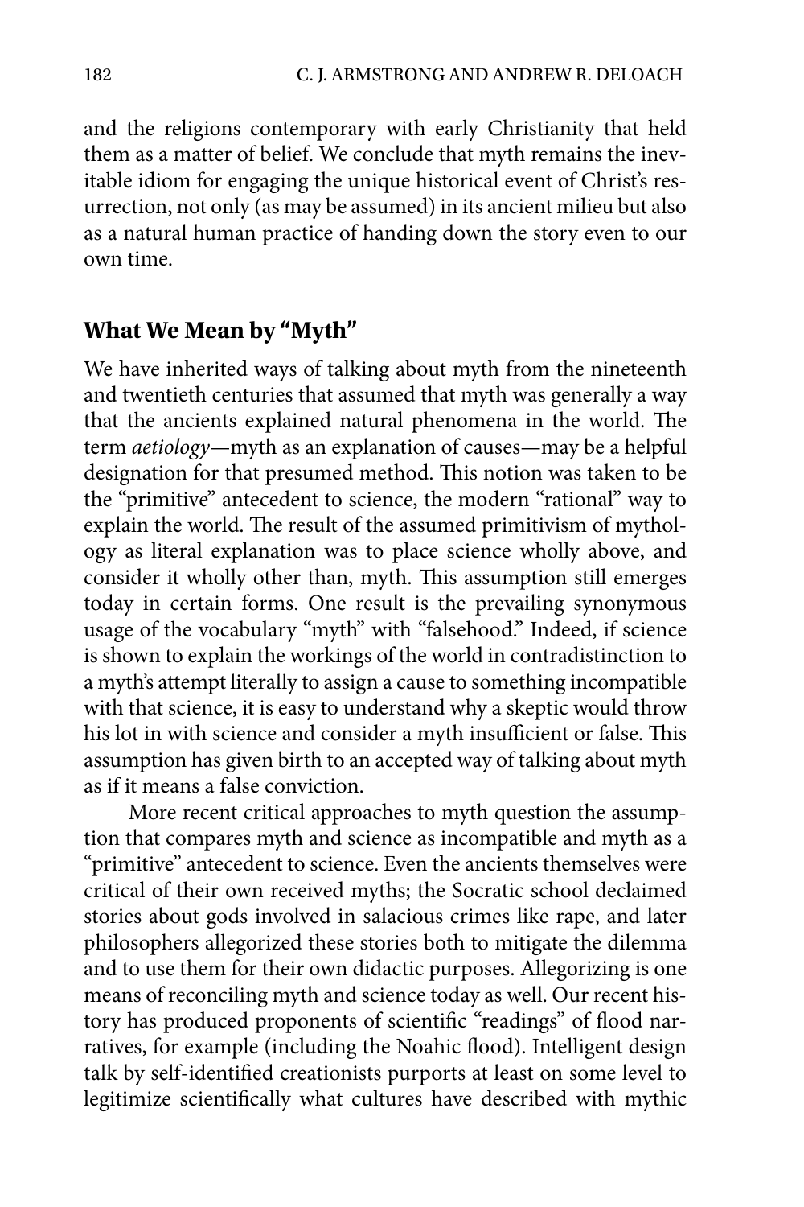and the religions contemporary with early Christianity that held them as a matter of belief. We conclude that myth remains the inevitable idiom for engaging the unique historical event of Christ's resurrection, not only (as may be assumed) in its ancient milieu but also as a natural human practice of handing down the story even to our own time.

## What We Mean by "Myth"

We have inherited ways of talking about myth from the nineteenth and twentieth centuries that assumed that myth was generally a way that the ancients explained natural phenomena in the world. The term *aetiology*—myth as an explanation of causes—may be a helpful designation for that presumed method. This notion was taken to be the "primitive" antecedent to science, the modern "rational" way to explain the world. The result of the assumed primitivism of mythology as literal explanation was to place science wholly above, and consider it wholly other than, myth. This assumption still emerges today in certain forms. One result is the prevailing synonymous usage of the vocabulary "myth" with "falsehood." Indeed, if science is shown to explain the workings of the world in contradistinction to a myth's attempt literally to assign a cause to something incompatible with that science, it is easy to understand why a skeptic would throw his lot in with science and consider a myth insufficient or false. This assumption has given birth to an accepted way of talking about myth as if it means a false conviction.

More recent critical approaches to myth question the assumption that compares myth and science as incompatible and myth as a "primitive" antecedent to science. Even the ancients themselves were critical of their own received myths; the Socratic school declaimed stories about gods involved in salacious crimes like rape, and later philosophers allegorized these stories both to mitigate the dilemma and to use them for their own didactic purposes. Allegorizing is one means of reconciling myth and science today as well. Our recent history has produced proponents of scientific "readings" of flood narratives, for example (including the Noahic flood). Intelligent design talk by self-identified creationists purports at least on some level to legitimize scientifically what cultures have described with mythic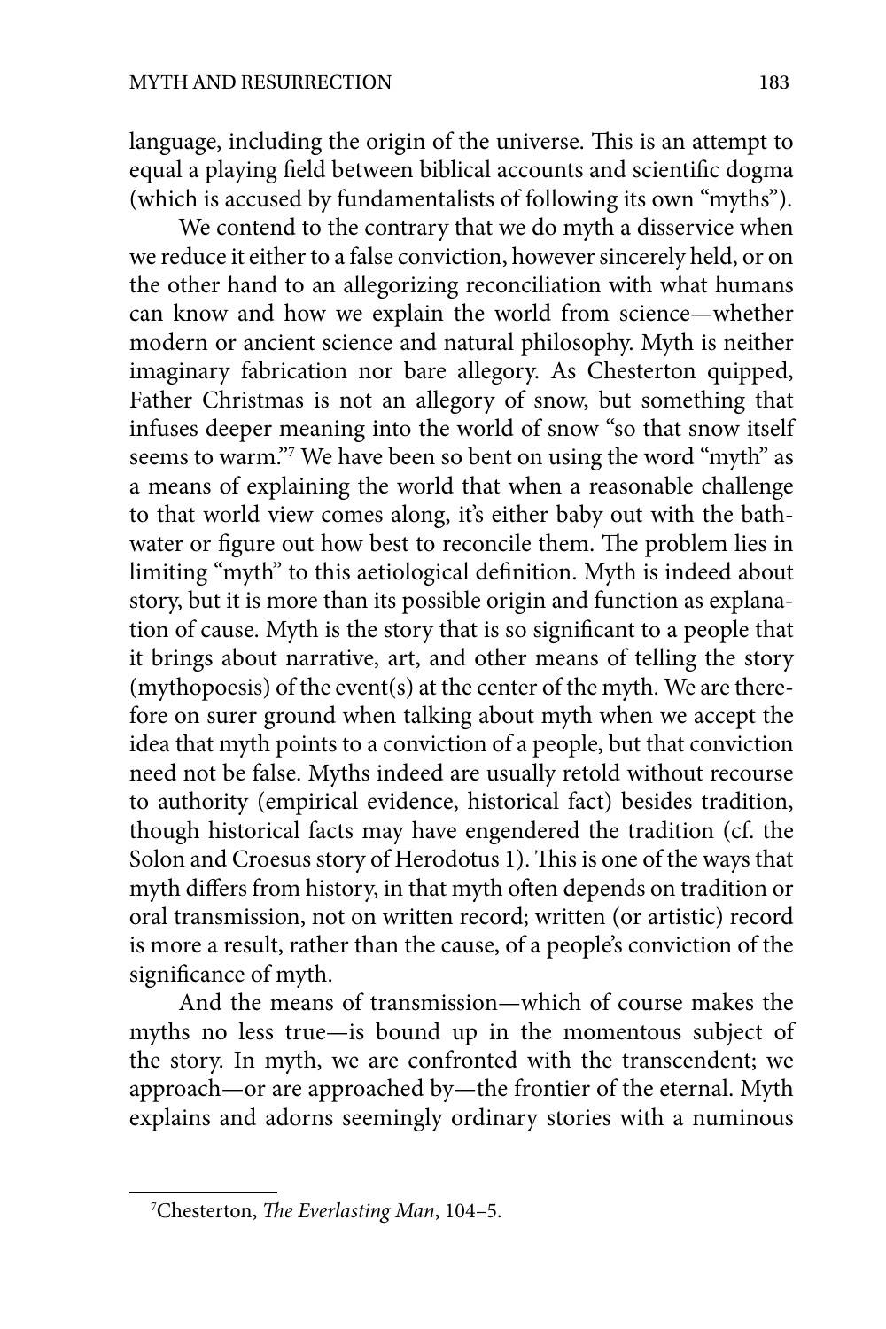language, including the origin of the universe. This is an attempt to equal a playing field between biblical accounts and scientific dogma (which is accused by fundamentalists of following its own "myths").

We contend to the contrary that we do myth a disservice when we reduce it either to a false conviction, however sincerely held, or on the other hand to an allegorizing reconciliation with what humans can know and how we explain the world from science—whether modern or ancient science and natural philosophy. Myth is neither imaginary fabrication nor bare allegory. As Chesterton quipped, Father Christmas is not an allegory of snow, but something that infuses deeper meaning into the world of snow "so that snow itself seems to warm."[7] We have been so bent on using the word "myth" as a means of explaining the world that when a reasonable challenge to that world view comes along, it's either baby out with the bathwater or figure out how best to reconcile them. The problem lies in limiting "myth" to this aetiological definition. Myth is indeed about story, but it is more than its possible origin and function as explanation of cause. Myth is the story that is so significant to a people that it brings about narrative, art, and other means of telling the story (mythopoesis) of the event(s) at the center of the myth. We are therefore on surer ground when talking about myth when we accept the idea that myth points to a conviction of a people, but that conviction need not be false. Myths indeed are usually retold without recourse to authority (empirical evidence, historical fact) besides tradition, though historical facts may have engendered the tradition (cf. the Solon and Croesus story of Herodotus 1). This is one of the ways that myth differs from history, in that myth often depends on tradition or oral transmission, not on written record; written (or artistic) record is more a result, rather than the cause, of a people's conviction of the significance of myth.

And the means of transmission—which of course makes the myths no less true—is bound up in the momentous subject of the story. In myth, we are confronted with the transcendent; we approach—or are approached by—the frontier of the eternal. Myth explains and adorns seemingly ordinary stories with a numinous

---

[7] Chesterton, *The Everlasting Man*, 104–5.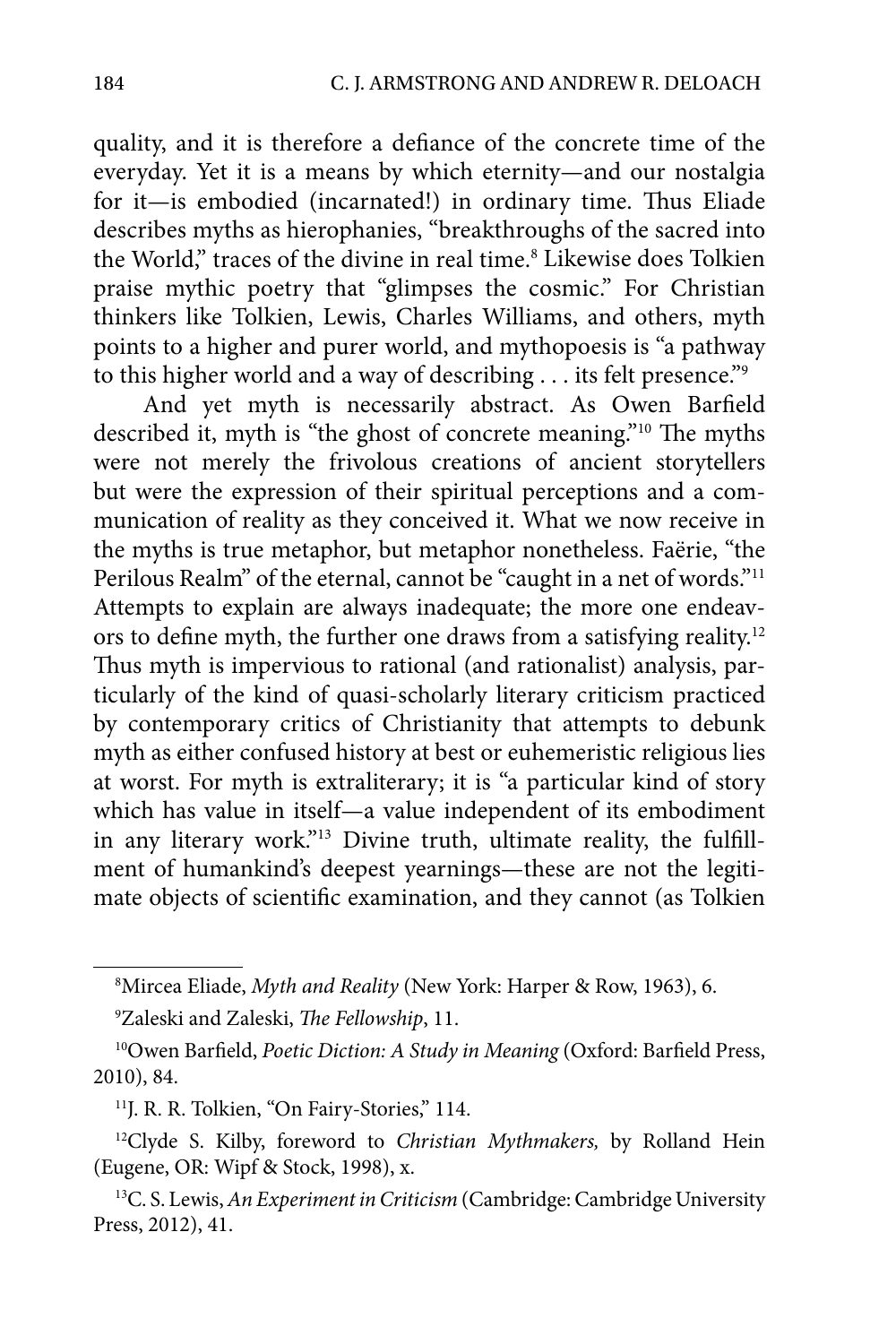quality, and it is therefore a defiance of the concrete time of the everyday. Yet it is a means by which eternity—and our nostalgia for it—is embodied (incarnated!) in ordinary time. Thus Eliade describes myths as hierophanies, "breakthroughs of the sacred into the World," traces of the divine in real time.[8] Likewise does Tolkien praise mythic poetry that "glimpses the cosmic." For Christian thinkers like Tolkien, Lewis, Charles Williams, and others, myth points to a higher and purer world, and mythopoesis is "a pathway to this higher world and a way of describing . . . its felt presence."[9]

And yet myth is necessarily abstract. As Owen Barfield described it, myth is "the ghost of concrete meaning."[10] The myths were not merely the frivolous creations of ancient storytellers but were the expression of their spiritual perceptions and a communication of reality as they conceived it. What we now receive in the myths is true metaphor, but metaphor nonetheless. Faërie, "the Perilous Realm" of the eternal, cannot be "caught in a net of words."[11] Attempts to explain are always inadequate; the more one endeavors to define myth, the further one draws from a satisfying reality.[12] Thus myth is impervious to rational (and rationalist) analysis, particularly of the kind of quasi-scholarly literary criticism practiced by contemporary critics of Christianity that attempts to debunk myth as either confused history at best or euhemeristic religious lies at worst. For myth is extraliterary; it is "a particular kind of story which has value in itself—a value independent of its embodiment in any literary work."[13] Divine truth, ultimate reality, the fulfillment of humankind's deepest yearnings—these are not the legitimate objects of scientific examination, and they cannot (as Tolkien

[8] Mircea Eliade, *Myth and Reality* (New York: Harper & Row, 1963), 6.

[9] Zaleski and Zaleski, *The Fellowship*, 11.

[10] Owen Barfield, *Poetic Diction: A Study in Meaning* (Oxford: Barfield Press, 2010), 84.

[11] J. R. R. Tolkien, "On Fairy-Stories," 114.

[12] Clyde S. Kilby, foreword to *Christian Mythmakers,* by Rolland Hein (Eugene, OR: Wipf & Stock, 1998), x.

[13] C. S. Lewis, *An Experiment in Criticism* (Cambridge: Cambridge University Press, 2012), 41.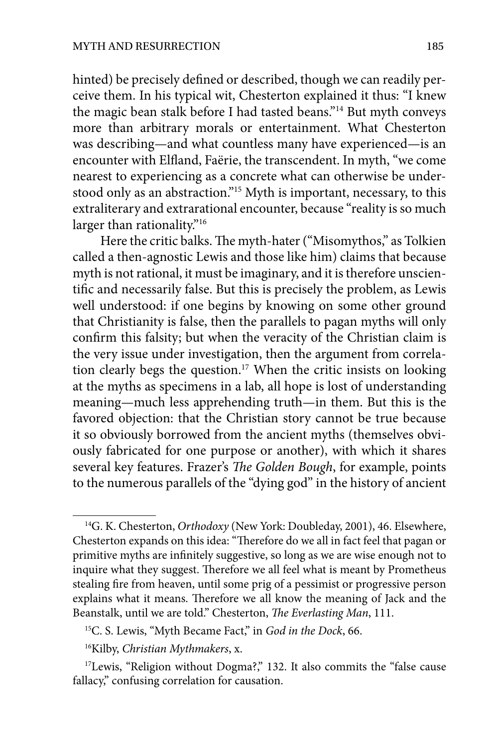hinted) be precisely defined or described, though we can readily perceive them. In his typical wit, Chesterton explained it thus: "I knew the magic bean stalk before I had tasted beans."[14] But myth conveys more than arbitrary morals or entertainment. What Chesterton was describing—and what countless many have experienced—is an encounter with Elfland, Faërie, the transcendent. In myth, "we come nearest to experiencing as a concrete what can otherwise be understood only as an abstraction."[15] Myth is important, necessary, to this extraliterary and extrarational encounter, because "reality is so much larger than rationality."[16]

Here the critic balks. The myth-hater ("Misomythos," as Tolkien called a then-agnostic Lewis and those like him) claims that because myth is not rational, it must be imaginary, and it is therefore unscientific and necessarily false. But this is precisely the problem, as Lewis well understood: if one begins by knowing on some other ground that Christianity is false, then the parallels to pagan myths will only confirm this falsity; but when the veracity of the Christian claim is the very issue under investigation, then the argument from correlation clearly begs the question.[17] When the critic insists on looking at the myths as specimens in a lab, all hope is lost of understanding meaning—much less apprehending truth—in them. But this is the favored objection: that the Christian story cannot be true because it so obviously borrowed from the ancient myths (themselves obviously fabricated for one purpose or another), with which it shares several key features. Frazer's *The Golden Bough*, for example, points to the numerous parallels of the "dying god" in the history of ancient

---

[14] G. K. Chesterton, *Orthodoxy* (New York: Doubleday, 2001), 46. Elsewhere, Chesterton expands on this idea: "Therefore do we all in fact feel that pagan or primitive myths are infinitely suggestive, so long as we are wise enough not to inquire what they suggest. Therefore we all feel what is meant by Prometheus stealing fire from heaven, until some prig of a pessimist or progressive person explains what it means. Therefore we all know the meaning of Jack and the Beanstalk, until we are told." Chesterton, *The Everlasting Man*, 111.

[15] C. S. Lewis, "Myth Became Fact," in *God in the Dock*, 66.

[16] Kilby, *Christian Mythmakers*, x.

[17] Lewis, "Religion without Dogma?," 132. It also commits the "false cause fallacy," confusing correlation for causation.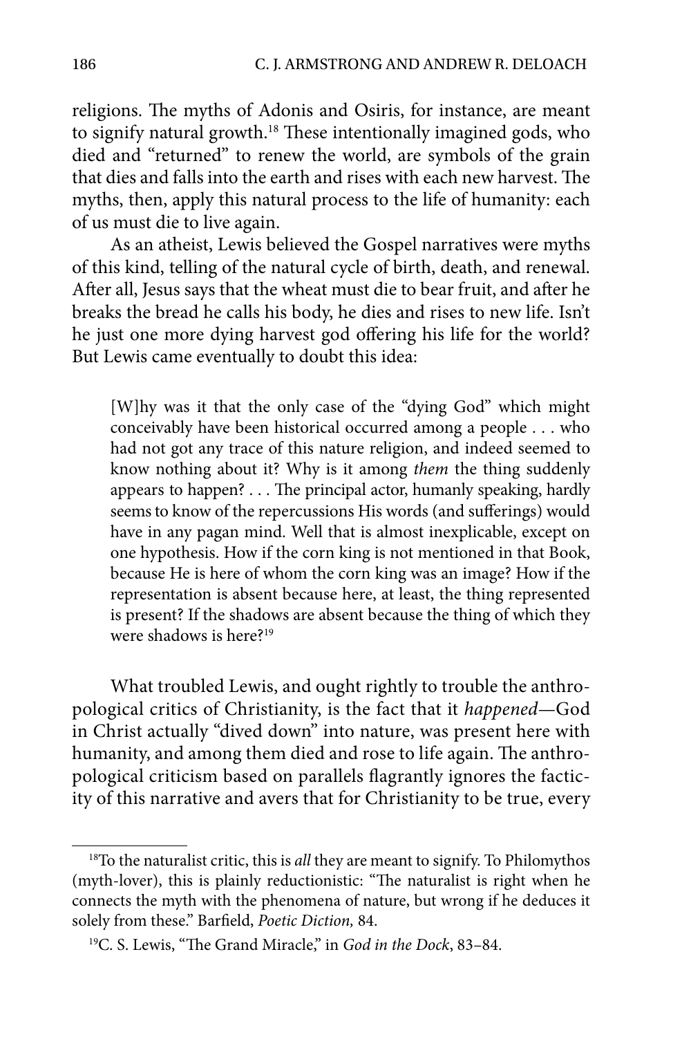religions. The myths of Adonis and Osiris, for instance, are meant to signify natural growth.[18] These intentionally imagined gods, who died and "returned" to renew the world, are symbols of the grain that dies and falls into the earth and rises with each new harvest. The myths, then, apply this natural process to the life of humanity: each of us must die to live again.

As an atheist, Lewis believed the Gospel narratives were myths of this kind, telling of the natural cycle of birth, death, and renewal. After all, Jesus says that the wheat must die to bear fruit, and after he breaks the bread he calls his body, he dies and rises to new life. Isn't he just one more dying harvest god offering his life for the world? But Lewis came eventually to doubt this idea:

> [W]hy was it that the only case of the "dying God" which might conceivably have been historical occurred among a people . . . who had not got any trace of this nature religion, and indeed seemed to know nothing about it? Why is it among *them* the thing suddenly appears to happen? . . . The principal actor, humanly speaking, hardly seems to know of the repercussions His words (and sufferings) would have in any pagan mind. Well that is almost inexplicable, except on one hypothesis. How if the corn king is not mentioned in that Book, because He is here of whom the corn king was an image? How if the representation is absent because here, at least, the thing represented is present? If the shadows are absent because the thing of which they were shadows is here?[19]

What troubled Lewis, and ought rightly to trouble the anthropological critics of Christianity, is the fact that it *happened*—God in Christ actually "dived down" into nature, was present here with humanity, and among them died and rose to life again. The anthropological criticism based on parallels flagrantly ignores the facticity of this narrative and avers that for Christianity to be true, every

---

[18]To the naturalist critic, this is *all* they are meant to signify. To Philomythos (myth-lover), this is plainly reductionistic: "The naturalist is right when he connects the myth with the phenomena of nature, but wrong if he deduces it solely from these." Barfield, *Poetic Diction,* 84.

[19]C. S. Lewis, "The Grand Miracle," in *God in the Dock*, 83–84.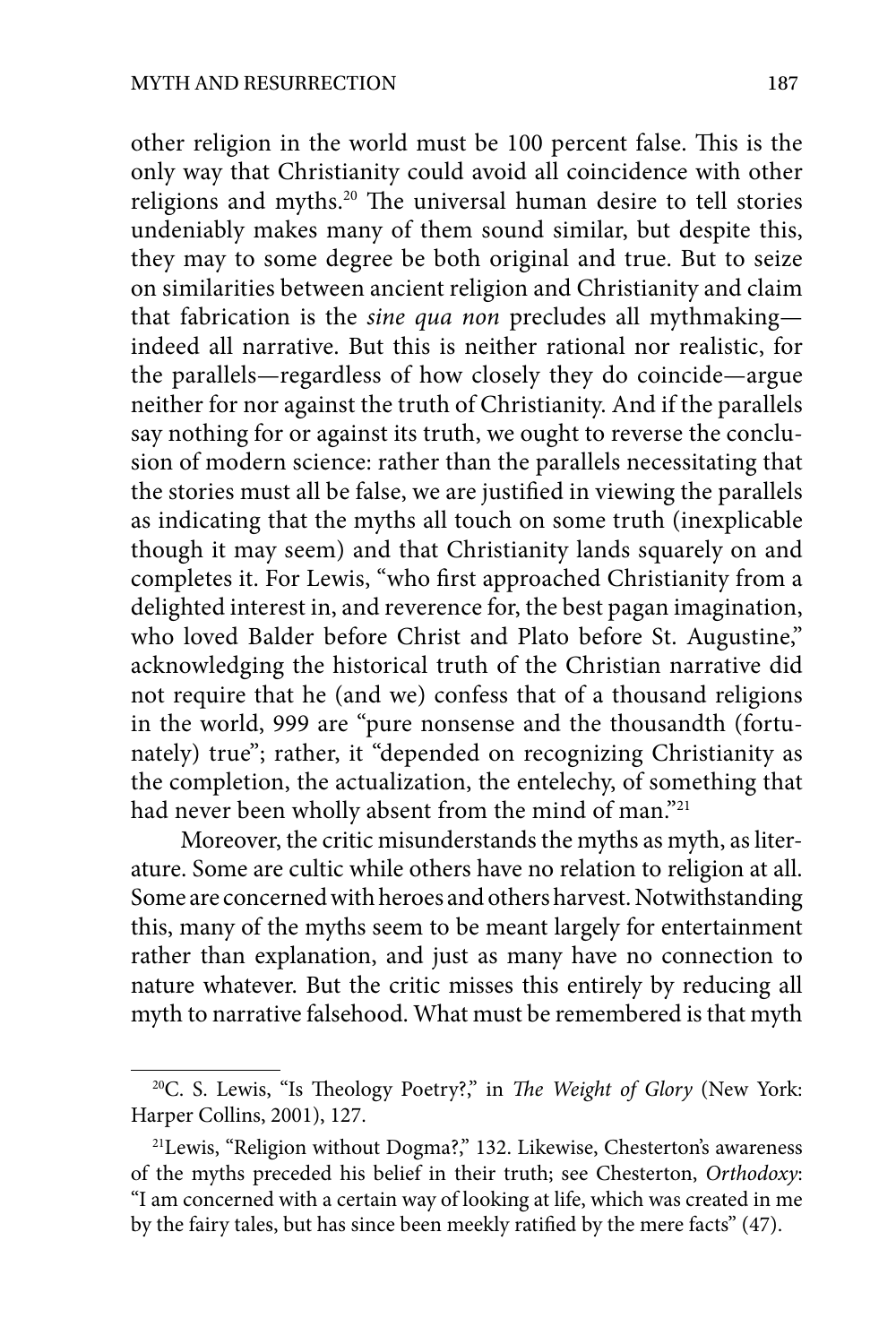other religion in the world must be 100 percent false. This is the only way that Christianity could avoid all coincidence with other religions and myths.[20] The universal human desire to tell stories undeniably makes many of them sound similar, but despite this, they may to some degree be both original and true. But to seize on similarities between ancient religion and Christianity and claim that fabrication is the *sine qua non* precludes all mythmaking—indeed all narrative. But this is neither rational nor realistic, for the parallels—regardless of how closely they do coincide—argue neither for nor against the truth of Christianity. And if the parallels say nothing for or against its truth, we ought to reverse the conclusion of modern science: rather than the parallels necessitating that the stories must all be false, we are justified in viewing the parallels as indicating that the myths all touch on some truth (inexplicable though it may seem) and that Christianity lands squarely on and completes it. For Lewis, "who first approached Christianity from a delighted interest in, and reverence for, the best pagan imagination, who loved Balder before Christ and Plato before St. Augustine," acknowledging the historical truth of the Christian narrative did not require that he (and we) confess that of a thousand religions in the world, 999 are "pure nonsense and the thousandth (fortunately) true"; rather, it "depended on recognizing Christianity as the completion, the actualization, the entelechy, of something that had never been wholly absent from the mind of man."[21]

Moreover, the critic misunderstands the myths as myth, as literature. Some are cultic while others have no relation to religion at all. Some are concerned with heroes and others harvest. Notwithstanding this, many of the myths seem to be meant largely for entertainment rather than explanation, and just as many have no connection to nature whatever. But the critic misses this entirely by reducing all myth to narrative falsehood. What must be remembered is that myth

---

[20] C. S. Lewis, "Is Theology Poetry?," in *The Weight of Glory* (New York: Harper Collins, 2001), 127.

[21] Lewis, "Religion without Dogma?," 132. Likewise, Chesterton's awareness of the myths preceded his belief in their truth; see Chesterton, *Orthodoxy*: "I am concerned with a certain way of looking at life, which was created in me by the fairy tales, but has since been meekly ratified by the mere facts" (47).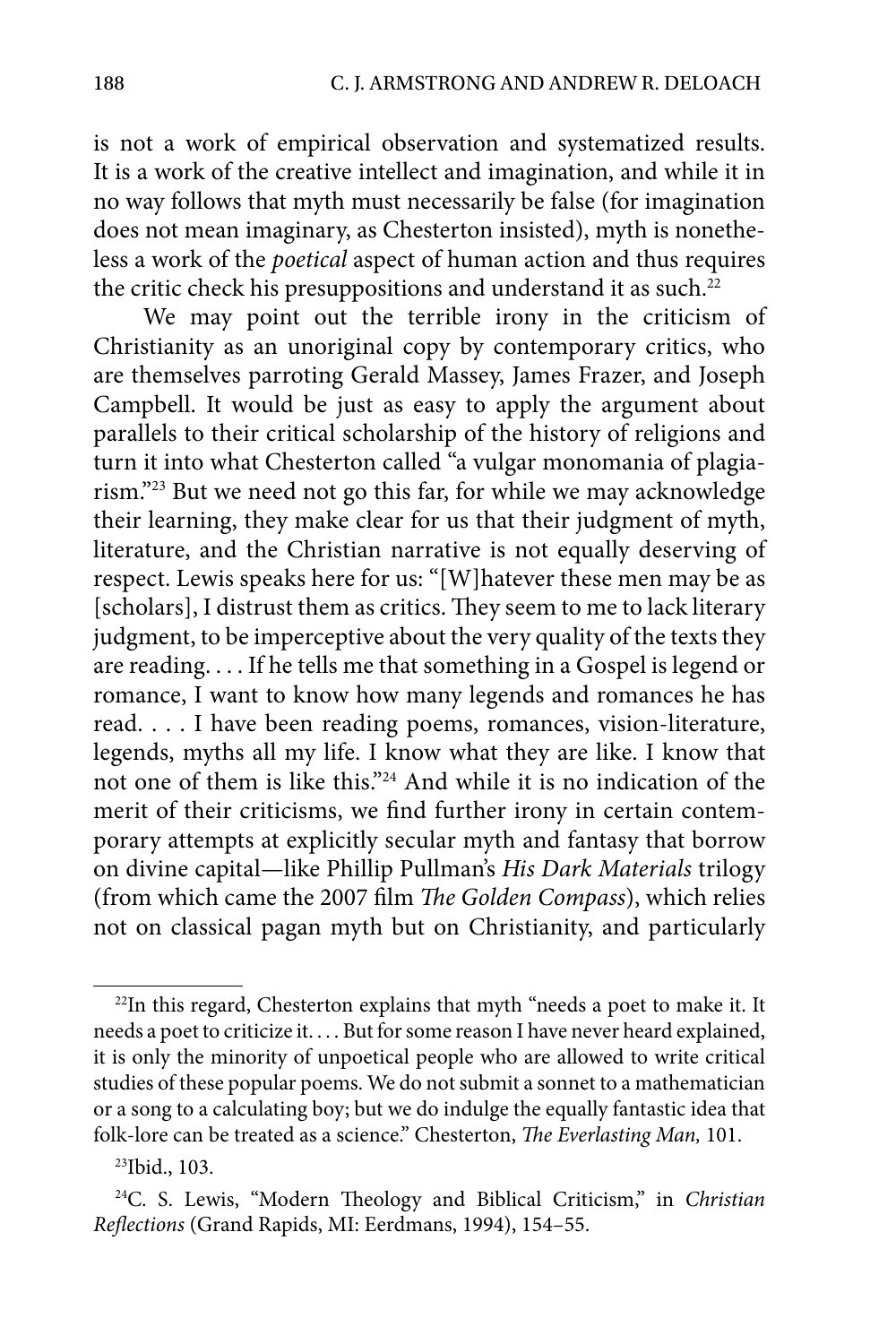is not a work of empirical observation and systematized results. It is a work of the creative intellect and imagination, and while it in no way follows that myth must necessarily be false (for imagination does not mean imaginary, as Chesterton insisted), myth is nonetheless a work of the *poetical* aspect of human action and thus requires the critic check his presuppositions and understand it as such.[22]

We may point out the terrible irony in the criticism of Christianity as an unoriginal copy by contemporary critics, who are themselves parroting Gerald Massey, James Frazer, and Joseph Campbell. It would be just as easy to apply the argument about parallels to their critical scholarship of the history of religions and turn it into what Chesterton called "a vulgar monomania of plagiarism."[23] But we need not go this far, for while we may acknowledge their learning, they make clear for us that their judgment of myth, literature, and the Christian narrative is not equally deserving of respect. Lewis speaks here for us: "[W]hatever these men may be as [scholars], I distrust them as critics. They seem to me to lack literary judgment, to be imperceptive about the very quality of the texts they are reading. . . . If he tells me that something in a Gospel is legend or romance, I want to know how many legends and romances he has read. . . . I have been reading poems, romances, vision-literature, legends, myths all my life. I know what they are like. I know that not one of them is like this."[24] And while it is no indication of the merit of their criticisms, we find further irony in certain contemporary attempts at explicitly secular myth and fantasy that borrow on divine capital—like Phillip Pullman's *His Dark Materials* trilogy (from which came the 2007 film *The Golden Compass*), which relies not on classical pagan myth but on Christianity, and particularly

---

[22] In this regard, Chesterton explains that myth "needs a poet to make it. It needs a poet to criticize it. . . . But for some reason I have never heard explained, it is only the minority of unpoetical people who are allowed to write critical studies of these popular poems. We do not submit a sonnet to a mathematician or a song to a calculating boy; but we do indulge the equally fantastic idea that folk-lore can be treated as a science." Chesterton, *The Everlasting Man,* 101.

[23] Ibid., 103.

[24] C. S. Lewis, "Modern Theology and Biblical Criticism," in *Christian Reflections* (Grand Rapids, MI: Eerdmans, 1994), 154–55.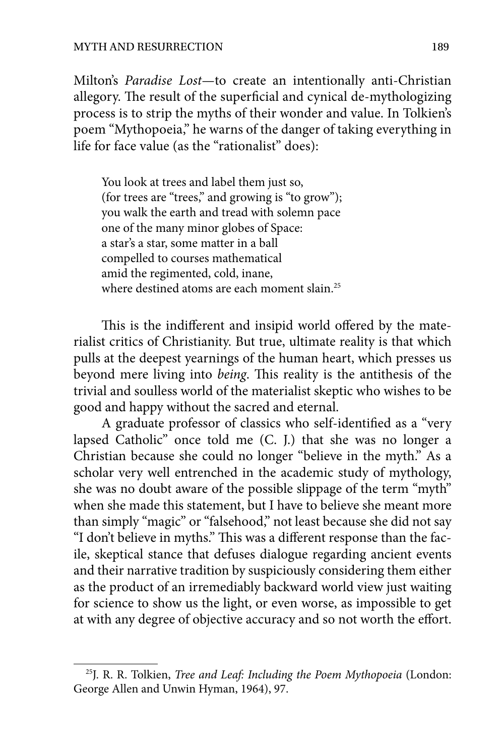Milton's *Paradise Lost*—to create an intentionally anti-Christian allegory. The result of the superficial and cynical de-mythologizing process is to strip the myths of their wonder and value. In Tolkien's poem "Mythopoeia," he warns of the danger of taking everything in life for face value (as the "rationalist" does):

> You look at trees and label them just so,
> (for trees are "trees," and growing is "to grow");
> you walk the earth and tread with solemn pace
> one of the many minor globes of Space:
> a star's a star, some matter in a ball
> compelled to courses mathematical
> amid the regimented, cold, inane,
> where destined atoms are each moment slain.[25]

This is the indifferent and insipid world offered by the materialist critics of Christianity. But true, ultimate reality is that which pulls at the deepest yearnings of the human heart, which presses us beyond mere living into *being*. This reality is the antithesis of the trivial and soulless world of the materialist skeptic who wishes to be good and happy without the sacred and eternal.

A graduate professor of classics who self-identified as a "very lapsed Catholic" once told me (C. J.) that she was no longer a Christian because she could no longer "believe in the myth." As a scholar very well entrenched in the academic study of mythology, she was no doubt aware of the possible slippage of the term "myth" when she made this statement, but I have to believe she meant more than simply "magic" or "falsehood," not least because she did not say "I don't believe in myths." This was a different response than the facile, skeptical stance that defuses dialogue regarding ancient events and their narrative tradition by suspiciously considering them either as the product of an irremediably backward world view just waiting for science to show us the light, or even worse, as impossible to get at with any degree of objective accuracy and so not worth the effort.

---

[25] J. R. R. Tolkien, *Tree and Leaf: Including the Poem Mythopoeia* (London: George Allen and Unwin Hyman, 1964), 97.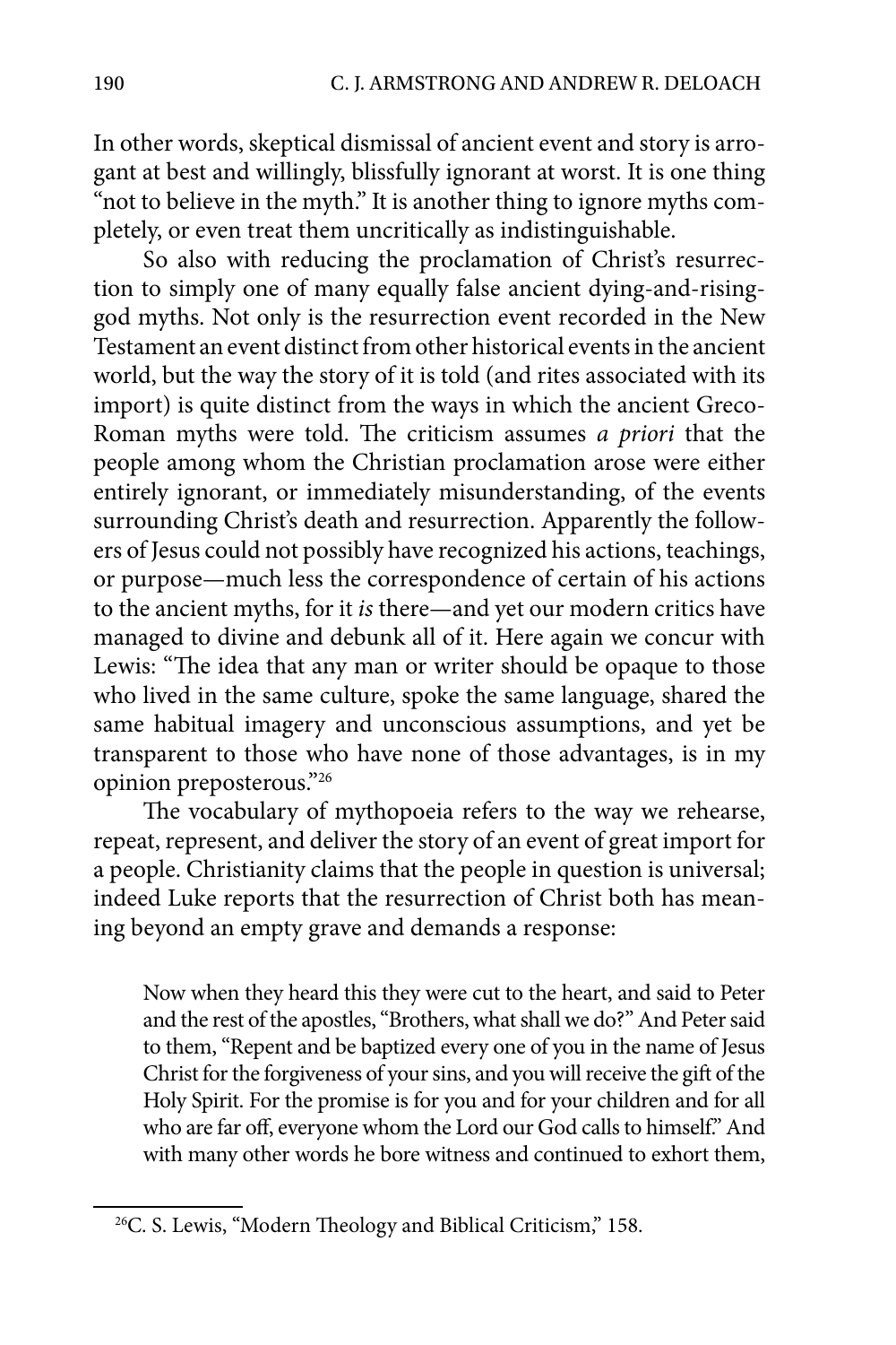In other words, skeptical dismissal of ancient event and story is arrogant at best and willingly, blissfully ignorant at worst. It is one thing "not to believe in the myth." It is another thing to ignore myths completely, or even treat them uncritically as indistinguishable.

So also with reducing the proclamation of Christ's resurrection to simply one of many equally false ancient dying-and-rising-god myths. Not only is the resurrection event recorded in the New Testament an event distinct from other historical events in the ancient world, but the way the story of it is told (and rites associated with its import) is quite distinct from the ways in which the ancient Greco-Roman myths were told. The criticism assumes *a priori* that the people among whom the Christian proclamation arose were either entirely ignorant, or immediately misunderstanding, of the events surrounding Christ's death and resurrection. Apparently the followers of Jesus could not possibly have recognized his actions, teachings, or purpose—much less the correspondence of certain of his actions to the ancient myths, for it *is* there—and yet our modern critics have managed to divine and debunk all of it. Here again we concur with Lewis: "The idea that any man or writer should be opaque to those who lived in the same culture, spoke the same language, shared the same habitual imagery and unconscious assumptions, and yet be transparent to those who have none of those advantages, is in my opinion preposterous."[26]

The vocabulary of mythopoeia refers to the way we rehearse, repeat, represent, and deliver the story of an event of great import for a people. Christianity claims that the people in question is universal; indeed Luke reports that the resurrection of Christ both has meaning beyond an empty grave and demands a response:

> Now when they heard this they were cut to the heart, and said to Peter and the rest of the apostles, "Brothers, what shall we do?" And Peter said to them, "Repent and be baptized every one of you in the name of Jesus Christ for the forgiveness of your sins, and you will receive the gift of the Holy Spirit. For the promise is for you and for your children and for all who are far off, everyone whom the Lord our God calls to himself." And with many other words he bore witness and continued to exhort them,

[26] C. S. Lewis, "Modern Theology and Biblical Criticism," 158.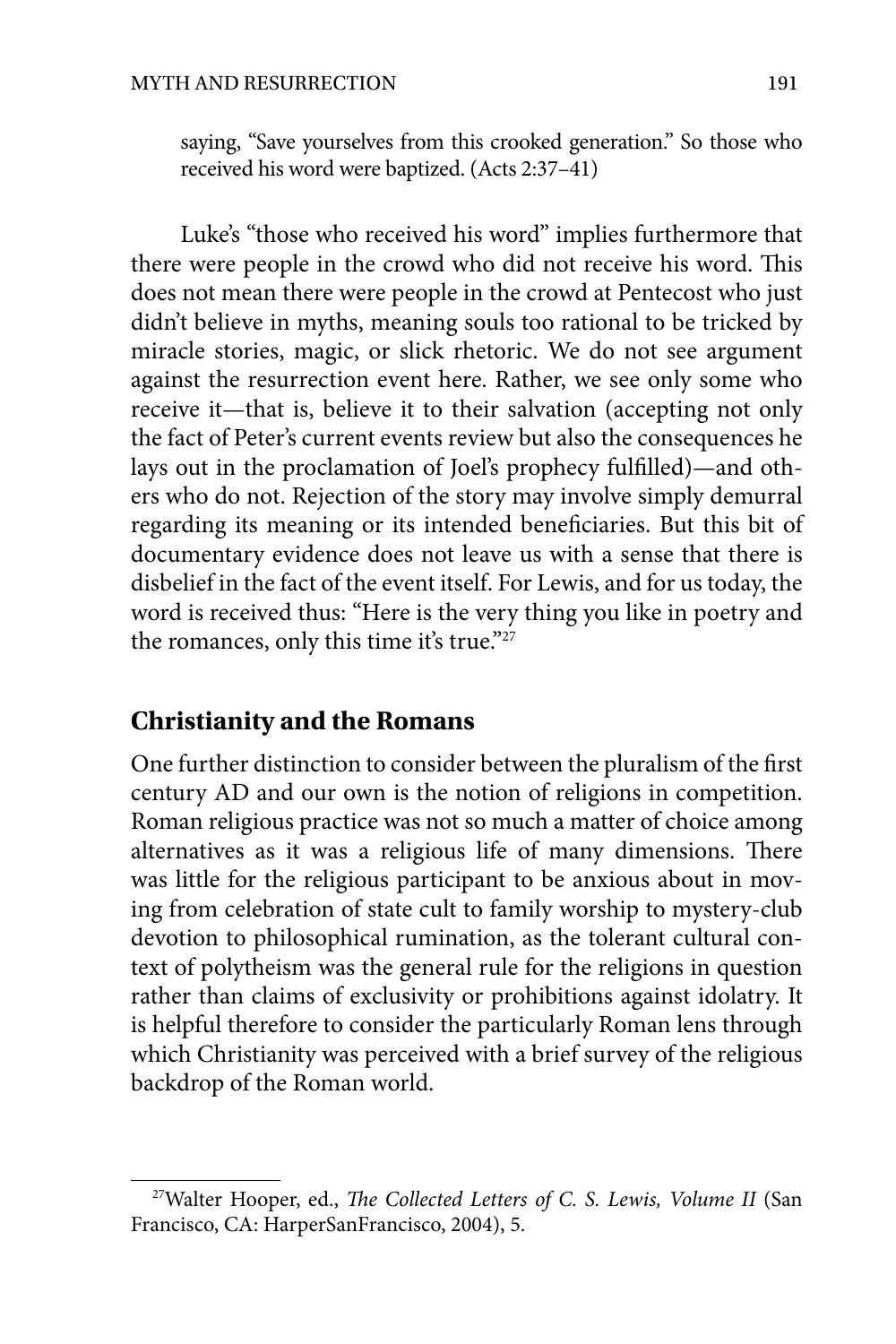> saying, "Save yourselves from this crooked generation." So those who received his word were baptized. (Acts 2:37–41)

Luke's "those who received his word" implies furthermore that there were people in the crowd who did not receive his word. This does not mean there were people in the crowd at Pentecost who just didn't believe in myths, meaning souls too rational to be tricked by miracle stories, magic, or slick rhetoric. We do not see argument against the resurrection event here. Rather, we see only some who receive it—that is, believe it to their salvation (accepting not only the fact of Peter's current events review but also the consequences he lays out in the proclamation of Joel's prophecy fulfilled)—and others who do not. Rejection of the story may involve simply demurral regarding its meaning or its intended beneficiaries. But this bit of documentary evidence does not leave us with a sense that there is disbelief in the fact of the event itself. For Lewis, and for us today, the word is received thus: "Here is the very thing you like in poetry and the romances, only this time it's true."[27]

## Christianity and the Romans

One further distinction to consider between the pluralism of the first century AD and our own is the notion of religions in competition. Roman religious practice was not so much a matter of choice among alternatives as it was a religious life of many dimensions. There was little for the religious participant to be anxious about in moving from celebration of state cult to family worship to mystery-club devotion to philosophical rumination, as the tolerant cultural context of polytheism was the general rule for the religions in question rather than claims of exclusivity or prohibitions against idolatry. It is helpful therefore to consider the particularly Roman lens through which Christianity was perceived with a brief survey of the religious backdrop of the Roman world.

---

[27] Walter Hooper, ed., *The Collected Letters of C. S. Lewis, Volume II* (San Francisco, CA: HarperSanFrancisco, 2004), 5.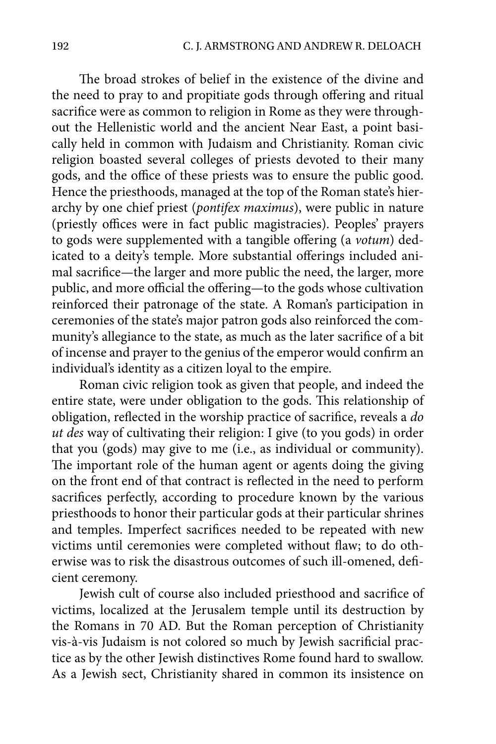The broad strokes of belief in the existence of the divine and the need to pray to and propitiate gods through offering and ritual sacrifice were as common to religion in Rome as they were throughout the Hellenistic world and the ancient Near East, a point basically held in common with Judaism and Christianity. Roman civic religion boasted several colleges of priests devoted to their many gods, and the office of these priests was to ensure the public good. Hence the priesthoods, managed at the top of the Roman state's hierarchy by one chief priest (*pontifex maximus*), were public in nature (priestly offices were in fact public magistracies). Peoples' prayers to gods were supplemented with a tangible offering (a *votum*) dedicated to a deity's temple. More substantial offerings included animal sacrifice—the larger and more public the need, the larger, more public, and more official the offering—to the gods whose cultivation reinforced their patronage of the state. A Roman's participation in ceremonies of the state's major patron gods also reinforced the community's allegiance to the state, as much as the later sacrifice of a bit of incense and prayer to the genius of the emperor would confirm an individual's identity as a citizen loyal to the empire.

Roman civic religion took as given that people, and indeed the entire state, were under obligation to the gods. This relationship of obligation, reflected in the worship practice of sacrifice, reveals a *do ut des* way of cultivating their religion: I give (to you gods) in order that you (gods) may give to me (i.e., as individual or community). The important role of the human agent or agents doing the giving on the front end of that contract is reflected in the need to perform sacrifices perfectly, according to procedure known by the various priesthoods to honor their particular gods at their particular shrines and temples. Imperfect sacrifices needed to be repeated with new victims until ceremonies were completed without flaw; to do otherwise was to risk the disastrous outcomes of such ill-omened, deficient ceremony.

Jewish cult of course also included priesthood and sacrifice of victims, localized at the Jerusalem temple until its destruction by the Romans in 70 AD. But the Roman perception of Christianity vis-à-vis Judaism is not colored so much by Jewish sacrificial practice as by the other Jewish distinctives Rome found hard to swallow. As a Jewish sect, Christianity shared in common its insistence on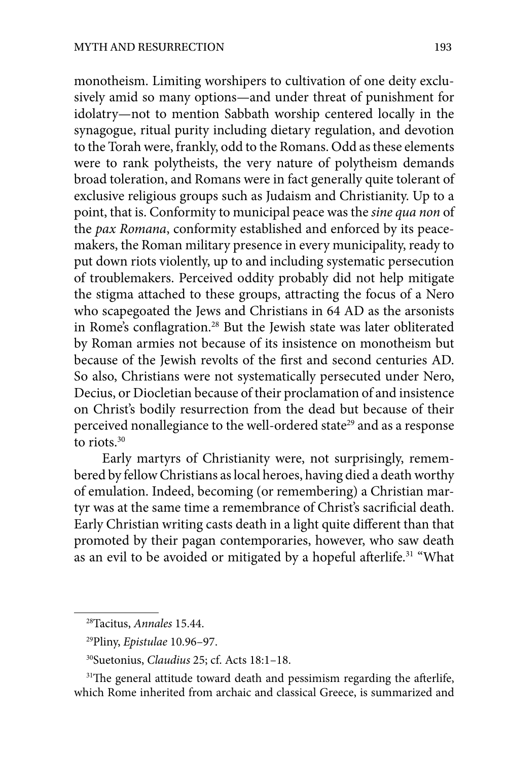monotheism. Limiting worshipers to cultivation of one deity exclusively amid so many options—and under threat of punishment for idolatry—not to mention Sabbath worship centered locally in the synagogue, ritual purity including dietary regulation, and devotion to the Torah were, frankly, odd to the Romans. Odd as these elements were to rank polytheists, the very nature of polytheism demands broad toleration, and Romans were in fact generally quite tolerant of exclusive religious groups such as Judaism and Christianity. Up to a point, that is. Conformity to municipal peace was the *sine qua non* of the *pax Romana*, conformity established and enforced by its peacemakers, the Roman military presence in every municipality, ready to put down riots violently, up to and including systematic persecution of troublemakers. Perceived oddity probably did not help mitigate the stigma attached to these groups, attracting the focus of a Nero who scapegoated the Jews and Christians in 64 AD as the arsonists in Rome's conflagration.[28] But the Jewish state was later obliterated by Roman armies not because of its insistence on monotheism but because of the Jewish revolts of the first and second centuries AD. So also, Christians were not systematically persecuted under Nero, Decius, or Diocletian because of their proclamation of and insistence on Christ's bodily resurrection from the dead but because of their perceived nonallegiance to the well-ordered state[29] and as a response to riots.[30]

Early martyrs of Christianity were, not surprisingly, remembered by fellow Christians as local heroes, having died a death worthy of emulation. Indeed, becoming (or remembering) a Christian martyr was at the same time a remembrance of Christ's sacrificial death. Early Christian writing casts death in a light quite different than that promoted by their pagan contemporaries, however, who saw death as an evil to be avoided or mitigated by a hopeful afterlife.[31] "What

---

[28]Tacitus, *Annales* 15.44.

[29]Pliny, *Epistulae* 10.96–97.

[30]Suetonius, *Claudius* 25; cf. Acts 18:1–18.

[31]The general attitude toward death and pessimism regarding the afterlife, which Rome inherited from archaic and classical Greece, is summarized and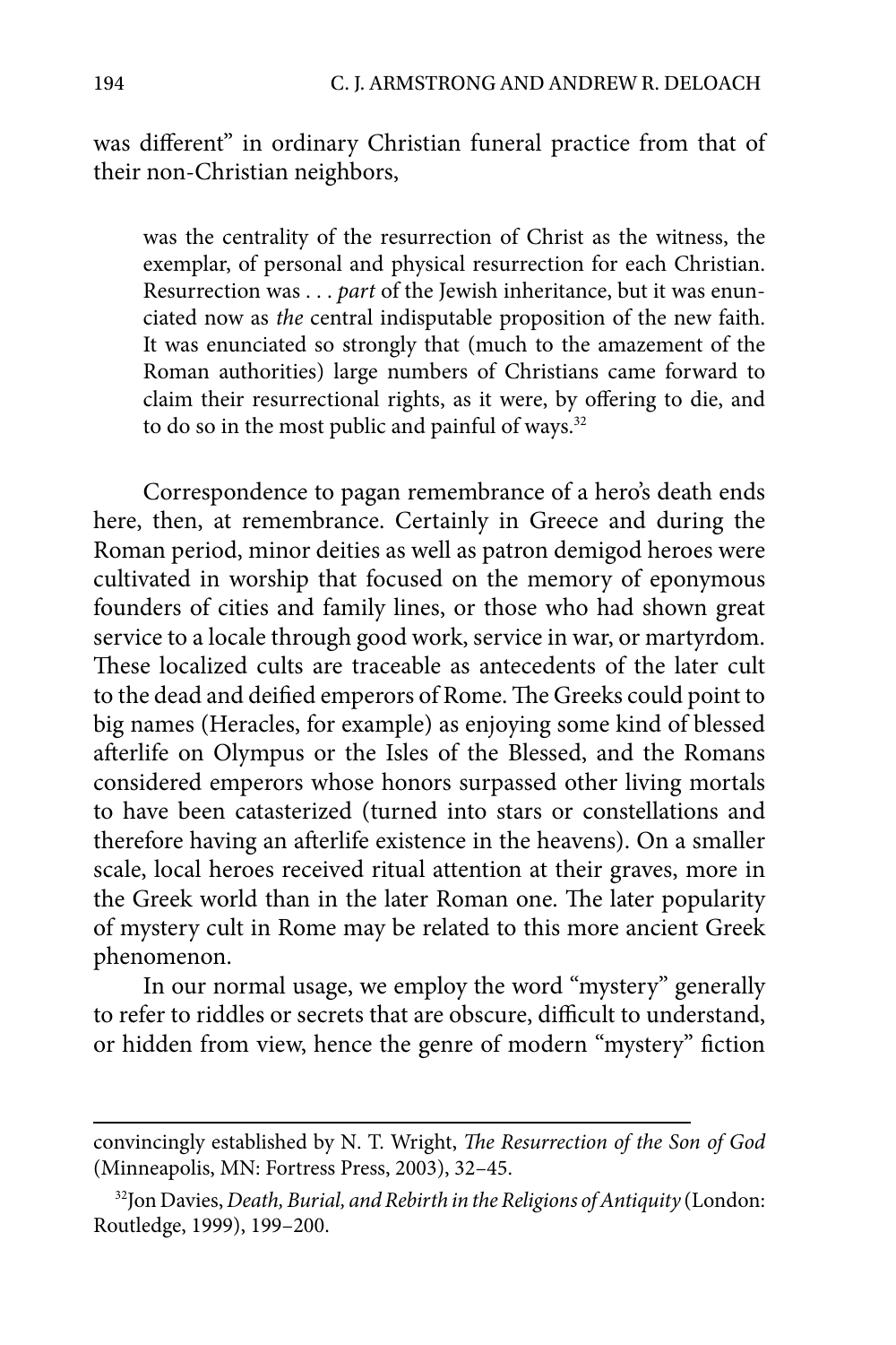was different" in ordinary Christian funeral practice from that of their non-Christian neighbors,

> was the centrality of the resurrection of Christ as the witness, the exemplar, of personal and physical resurrection for each Christian. Resurrection was . . . *part* of the Jewish inheritance, but it was enunciated now as *the* central indisputable proposition of the new faith. It was enunciated so strongly that (much to the amazement of the Roman authorities) large numbers of Christians came forward to claim their resurrectional rights, as it were, by offering to die, and to do so in the most public and painful of ways.[32]

Correspondence to pagan remembrance of a hero's death ends here, then, at remembrance. Certainly in Greece and during the Roman period, minor deities as well as patron demigod heroes were cultivated in worship that focused on the memory of eponymous founders of cities and family lines, or those who had shown great service to a locale through good work, service in war, or martyrdom. These localized cults are traceable as antecedents of the later cult to the dead and deified emperors of Rome. The Greeks could point to big names (Heracles, for example) as enjoying some kind of blessed afterlife on Olympus or the Isles of the Blessed, and the Romans considered emperors whose honors surpassed other living mortals to have been catasterized (turned into stars or constellations and therefore having an afterlife existence in the heavens). On a smaller scale, local heroes received ritual attention at their graves, more in the Greek world than in the later Roman one. The later popularity of mystery cult in Rome may be related to this more ancient Greek phenomenon.

In our normal usage, we employ the word "mystery" generally to refer to riddles or secrets that are obscure, difficult to understand, or hidden from view, hence the genre of modern "mystery" fiction

---

convincingly established by N. T. Wright, *The Resurrection of the Son of God* (Minneapolis, MN: Fortress Press, 2003), 32–45.

[32] Jon Davies, *Death, Burial, and Rebirth in the Religions of Antiquity* (London: Routledge, 1999), 199–200.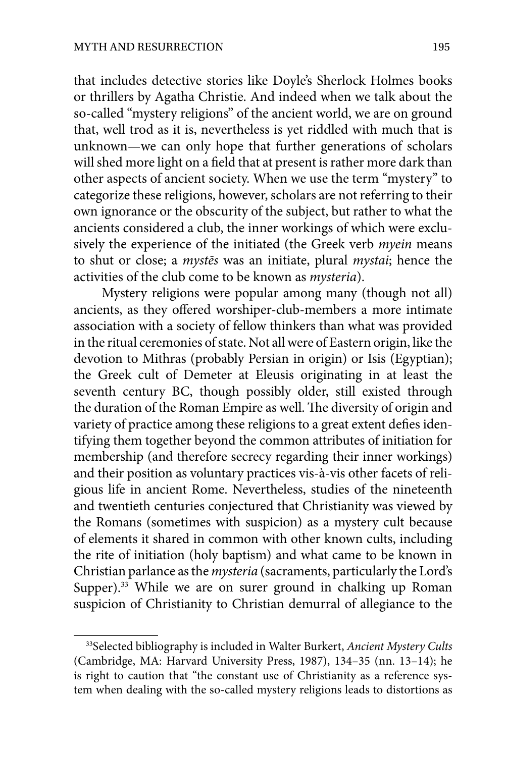that includes detective stories like Doyle's Sherlock Holmes books or thrillers by Agatha Christie. And indeed when we talk about the so-called "mystery religions" of the ancient world, we are on ground that, well trod as it is, nevertheless is yet riddled with much that is unknown—we can only hope that further generations of scholars will shed more light on a field that at present is rather more dark than other aspects of ancient society. When we use the term "mystery" to categorize these religions, however, scholars are not referring to their own ignorance or the obscurity of the subject, but rather to what the ancients considered a club, the inner workings of which were exclusively the experience of the initiated (the Greek verb *myein* means to shut or close; a *mystēs* was an initiate, plural *mystai*; hence the activities of the club come to be known as *mysteria*).

Mystery religions were popular among many (though not all) ancients, as they offered worshiper-club-members a more intimate association with a society of fellow thinkers than what was provided in the ritual ceremonies of state. Not all were of Eastern origin, like the devotion to Mithras (probably Persian in origin) or Isis (Egyptian); the Greek cult of Demeter at Eleusis originating in at least the seventh century BC, though possibly older, still existed through the duration of the Roman Empire as well. The diversity of origin and variety of practice among these religions to a great extent defies identifying them together beyond the common attributes of initiation for membership (and therefore secrecy regarding their inner workings) and their position as voluntary practices vis-à-vis other facets of religious life in ancient Rome. Nevertheless, studies of the nineteenth and twentieth centuries conjectured that Christianity was viewed by the Romans (sometimes with suspicion) as a mystery cult because of elements it shared in common with other known cults, including the rite of initiation (holy baptism) and what came to be known in Christian parlance as the *mysteria* (sacraments, particularly the Lord's Supper).[33] While we are on surer ground in chalking up Roman suspicion of Christianity to Christian demurral of allegiance to the

[33]Selected bibliography is included in Walter Burkert, *Ancient Mystery Cults* (Cambridge, MA: Harvard University Press, 1987), 134–35 (nn. 13–14); he is right to caution that "the constant use of Christianity as a reference system when dealing with the so-called mystery religions leads to distortions as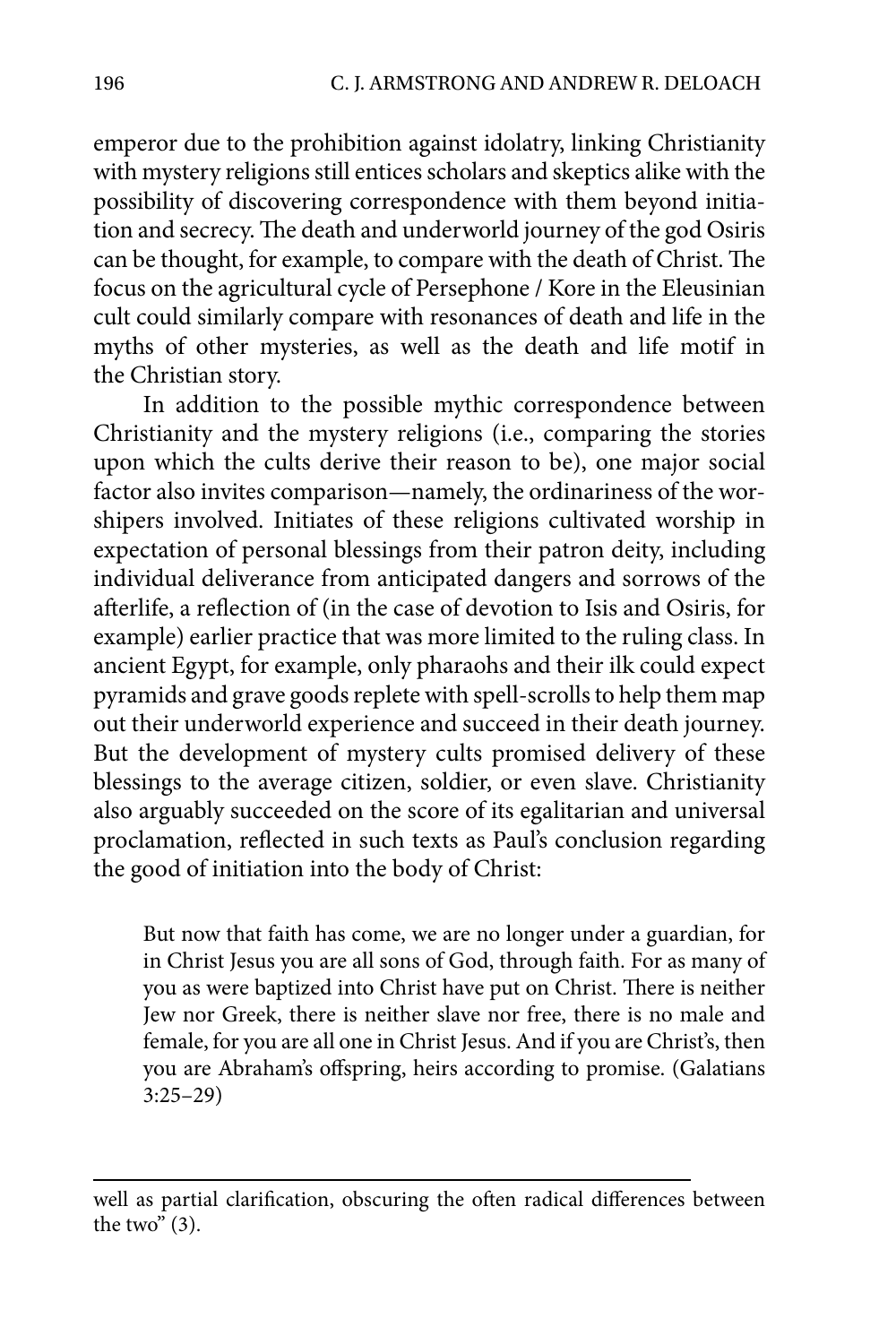emperor due to the prohibition against idolatry, linking Christianity with mystery religions still entices scholars and skeptics alike with the possibility of discovering correspondence with them beyond initiation and secrecy. The death and underworld journey of the god Osiris can be thought, for example, to compare with the death of Christ. The focus on the agricultural cycle of Persephone / Kore in the Eleusinian cult could similarly compare with resonances of death and life in the myths of other mysteries, as well as the death and life motif in the Christian story.

In addition to the possible mythic correspondence between Christianity and the mystery religions (i.e., comparing the stories upon which the cults derive their reason to be), one major social factor also invites comparison—namely, the ordinariness of the worshipers involved. Initiates of these religions cultivated worship in expectation of personal blessings from their patron deity, including individual deliverance from anticipated dangers and sorrows of the afterlife, a reflection of (in the case of devotion to Isis and Osiris, for example) earlier practice that was more limited to the ruling class. In ancient Egypt, for example, only pharaohs and their ilk could expect pyramids and grave goods replete with spell-scrolls to help them map out their underworld experience and succeed in their death journey. But the development of mystery cults promised delivery of these blessings to the average citizen, soldier, or even slave. Christianity also arguably succeeded on the score of its egalitarian and universal proclamation, reflected in such texts as Paul's conclusion regarding the good of initiation into the body of Christ:

> But now that faith has come, we are no longer under a guardian, for in Christ Jesus you are all sons of God, through faith. For as many of you as were baptized into Christ have put on Christ. There is neither Jew nor Greek, there is neither slave nor free, there is no male and female, for you are all one in Christ Jesus. And if you are Christ's, then you are Abraham's offspring, heirs according to promise. (Galatians 3:25–29)

---

well as partial clarification, obscuring the often radical differences between the two" (3).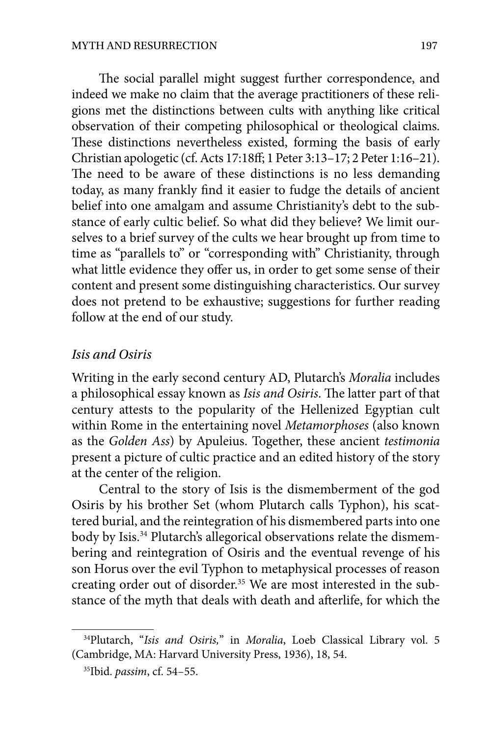The social parallel might suggest further correspondence, and indeed we make no claim that the average practitioners of these religions met the distinctions between cults with anything like critical observation of their competing philosophical or theological claims. These distinctions nevertheless existed, forming the basis of early Christian apologetic (cf. Acts 17:18ff; 1 Peter 3:13–17; 2 Peter 1:16–21). The need to be aware of these distinctions is no less demanding today, as many frankly find it easier to fudge the details of ancient belief into one amalgam and assume Christianity's debt to the substance of early cultic belief. So what did they believe? We limit ourselves to a brief survey of the cults we hear brought up from time to time as "parallels to" or "corresponding with" Christianity, through what little evidence they offer us, in order to get some sense of their content and present some distinguishing characteristics. Our survey does not pretend to be exhaustive; suggestions for further reading follow at the end of our study.

### *Isis and Osiris*

Writing in the early second century AD, Plutarch's *Moralia* includes a philosophical essay known as *Isis and Osiris*. The latter part of that century attests to the popularity of the Hellenized Egyptian cult within Rome in the entertaining novel *Metamorphoses* (also known as the *Golden Ass*) by Apuleius. Together, these ancient *testimonia* present a picture of cultic practice and an edited history of the story at the center of the religion.

Central to the story of Isis is the dismemberment of the god Osiris by his brother Set (whom Plutarch calls Typhon), his scattered burial, and the reintegration of his dismembered parts into one body by Isis.[34] Plutarch's allegorical observations relate the dismembering and reintegration of Osiris and the eventual revenge of his son Horus over the evil Typhon to metaphysical processes of reason creating order out of disorder.[35] We are most interested in the substance of the myth that deals with death and afterlife, for which the

---

[34] Plutarch, "*Isis and Osiris,*" in *Moralia*, Loeb Classical Library vol. 5 (Cambridge, MA: Harvard University Press, 1936), 18, 54.

[35] Ibid. *passim*, cf. 54–55.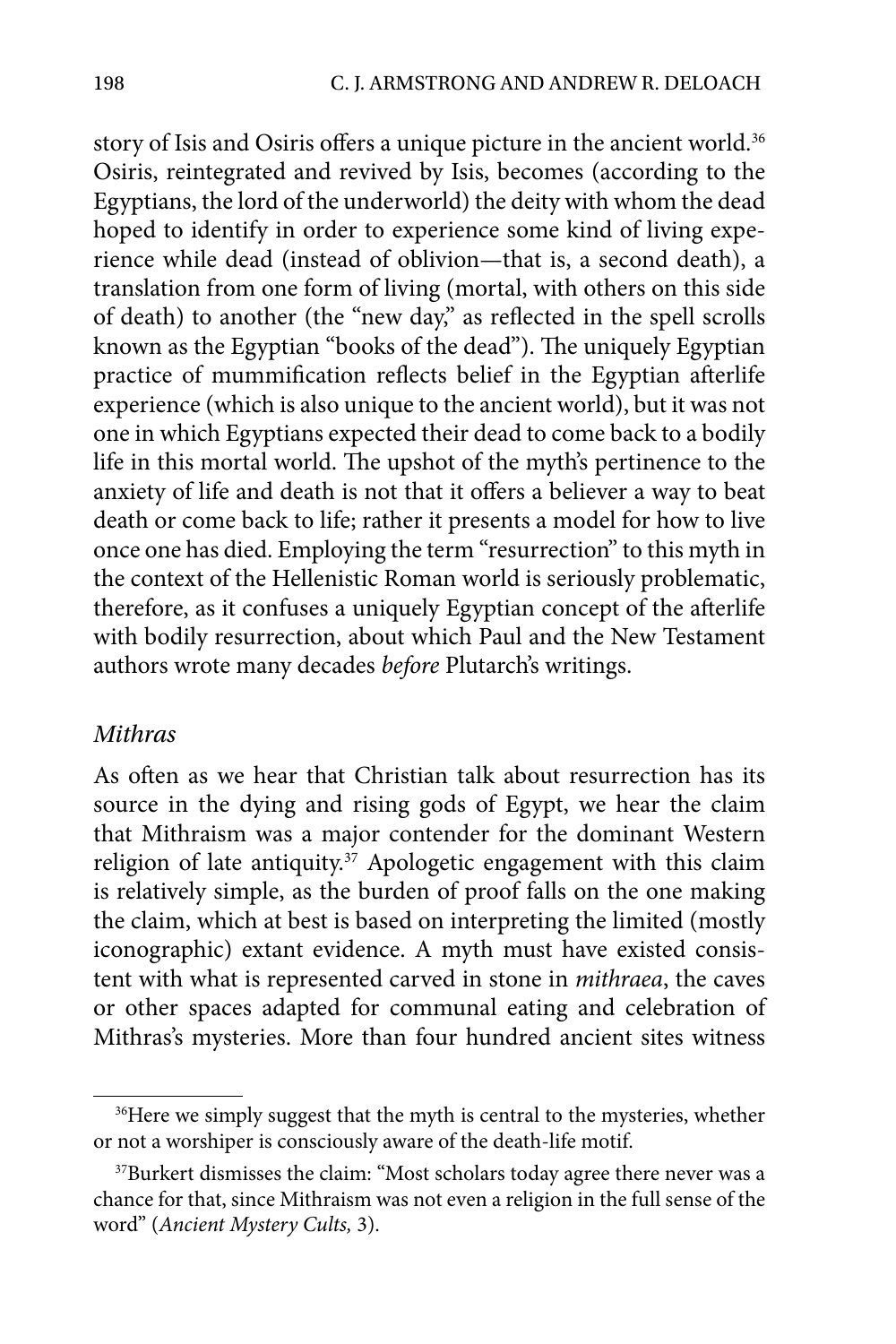story of Isis and Osiris offers a unique picture in the ancient world.[36] Osiris, reintegrated and revived by Isis, becomes (according to the Egyptians, the lord of the underworld) the deity with whom the dead hoped to identify in order to experience some kind of living experience while dead (instead of oblivion—that is, a second death), a translation from one form of living (mortal, with others on this side of death) to another (the "new day," as reflected in the spell scrolls known as the Egyptian "books of the dead"). The uniquely Egyptian practice of mummification reflects belief in the Egyptian afterlife experience (which is also unique to the ancient world), but it was not one in which Egyptians expected their dead to come back to a bodily life in this mortal world. The upshot of the myth's pertinence to the anxiety of life and death is not that it offers a believer a way to beat death or come back to life; rather it presents a model for how to live once one has died. Employing the term "resurrection" to this myth in the context of the Hellenistic Roman world is seriously problematic, therefore, as it confuses a uniquely Egyptian concept of the afterlife with bodily resurrection, about which Paul and the New Testament authors wrote many decades *before* Plutarch's writings.

### *Mithras*

As often as we hear that Christian talk about resurrection has its source in the dying and rising gods of Egypt, we hear the claim that Mithraism was a major contender for the dominant Western religion of late antiquity.[37] Apologetic engagement with this claim is relatively simple, as the burden of proof falls on the one making the claim, which at best is based on interpreting the limited (mostly iconographic) extant evidence. A myth must have existed consistent with what is represented carved in stone in *mithraea*, the caves or other spaces adapted for communal eating and celebration of Mithras's mysteries. More than four hundred ancient sites witness

---

[36] Here we simply suggest that the myth is central to the mysteries, whether or not a worshiper is consciously aware of the death-life motif.

[37] Burkert dismisses the claim: "Most scholars today agree there never was a chance for that, since Mithraism was not even a religion in the full sense of the word" (*Ancient Mystery Cults,* 3).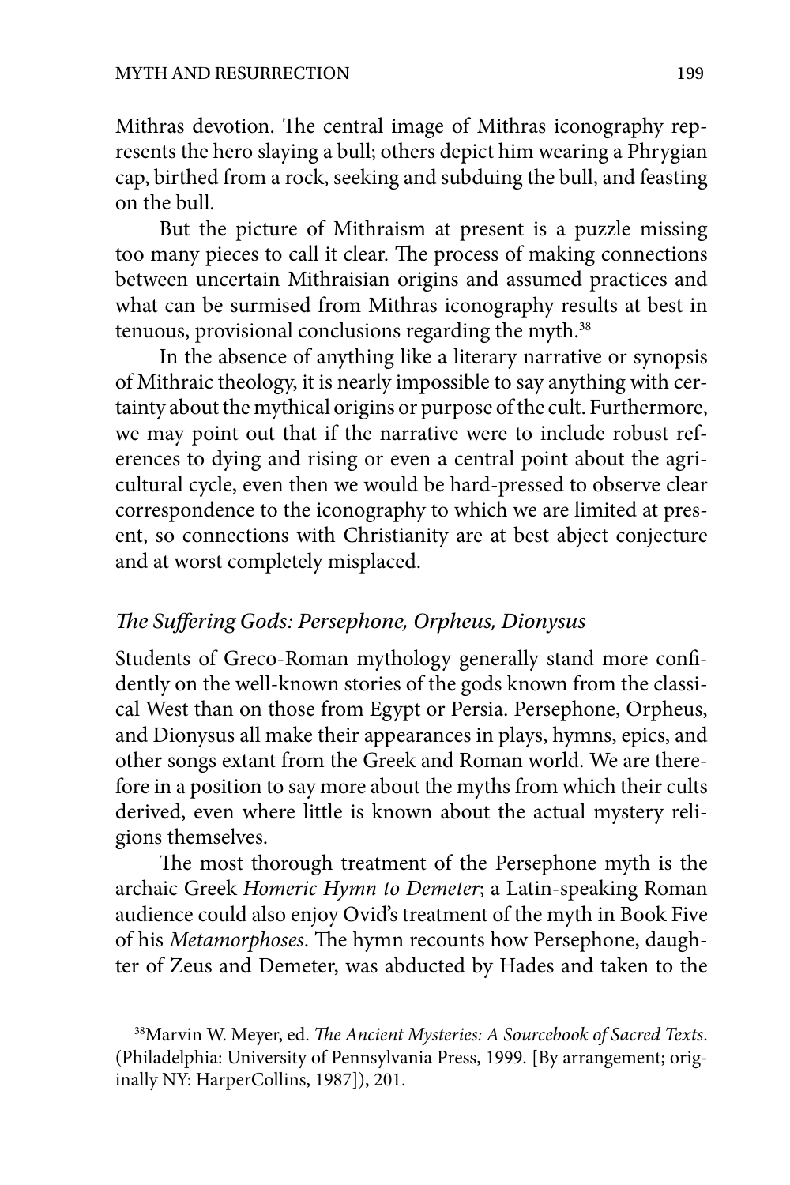Mithras devotion. The central image of Mithras iconography represents the hero slaying a bull; others depict him wearing a Phrygian cap, birthed from a rock, seeking and subduing the bull, and feasting on the bull.

But the picture of Mithraism at present is a puzzle missing too many pieces to call it clear. The process of making connections between uncertain Mithraisian origins and assumed practices and what can be surmised from Mithras iconography results at best in tenuous, provisional conclusions regarding the myth.[38]

In the absence of anything like a literary narrative or synopsis of Mithraic theology, it is nearly impossible to say anything with certainty about the mythical origins or purpose of the cult. Furthermore, we may point out that if the narrative were to include robust references to dying and rising or even a central point about the agricultural cycle, even then we would be hard-pressed to observe clear correspondence to the iconography to which we are limited at present, so connections with Christianity are at best abject conjecture and at worst completely misplaced.

### *The Suffering Gods: Persephone, Orpheus, Dionysus*

Students of Greco-Roman mythology generally stand more confidently on the well-known stories of the gods known from the classical West than on those from Egypt or Persia. Persephone, Orpheus, and Dionysus all make their appearances in plays, hymns, epics, and other songs extant from the Greek and Roman world. We are therefore in a position to say more about the myths from which their cults derived, even where little is known about the actual mystery religions themselves.

The most thorough treatment of the Persephone myth is the archaic Greek *Homeric Hymn to Demeter*; a Latin-speaking Roman audience could also enjoy Ovid's treatment of the myth in Book Five of his *Metamorphoses*. The hymn recounts how Persephone, daughter of Zeus and Demeter, was abducted by Hades and taken to the

---

[38] Marvin W. Meyer, ed. *The Ancient Mysteries: A Sourcebook of Sacred Texts*. (Philadelphia: University of Pennsylvania Press, 1999. [By arrangement; originally NY: HarperCollins, 1987]), 201.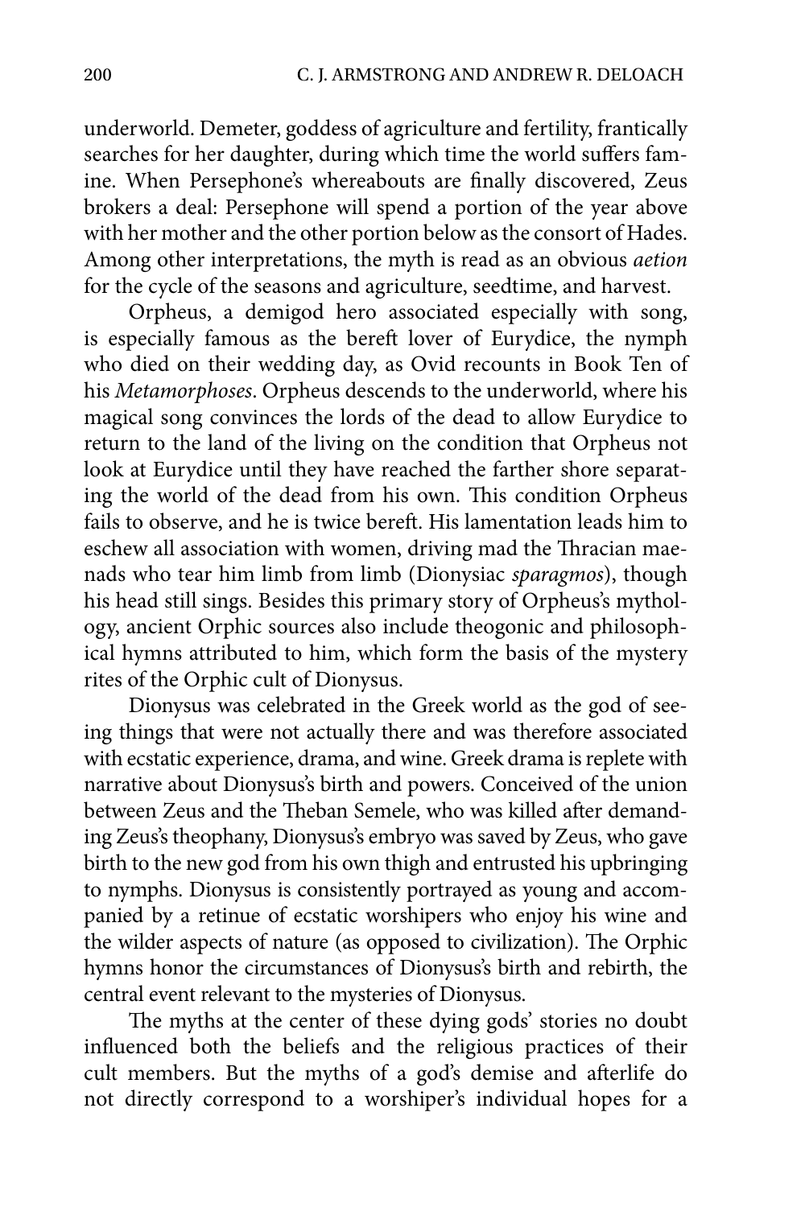underworld. Demeter, goddess of agriculture and fertility, frantically searches for her daughter, during which time the world suffers famine. When Persephone's whereabouts are finally discovered, Zeus brokers a deal: Persephone will spend a portion of the year above with her mother and the other portion below as the consort of Hades. Among other interpretations, the myth is read as an obvious *aetion* for the cycle of the seasons and agriculture, seedtime, and harvest.

Orpheus, a demigod hero associated especially with song, is especially famous as the bereft lover of Eurydice, the nymph who died on their wedding day, as Ovid recounts in Book Ten of his *Metamorphoses*. Orpheus descends to the underworld, where his magical song convinces the lords of the dead to allow Eurydice to return to the land of the living on the condition that Orpheus not look at Eurydice until they have reached the farther shore separating the world of the dead from his own. This condition Orpheus fails to observe, and he is twice bereft. His lamentation leads him to eschew all association with women, driving mad the Thracian maenads who tear him limb from limb (Dionysiac *sparagmos*), though his head still sings. Besides this primary story of Orpheus's mythology, ancient Orphic sources also include theogonic and philosophical hymns attributed to him, which form the basis of the mystery rites of the Orphic cult of Dionysus.

Dionysus was celebrated in the Greek world as the god of seeing things that were not actually there and was therefore associated with ecstatic experience, drama, and wine. Greek drama is replete with narrative about Dionysus's birth and powers. Conceived of the union between Zeus and the Theban Semele, who was killed after demanding Zeus's theophany, Dionysus's embryo was saved by Zeus, who gave birth to the new god from his own thigh and entrusted his upbringing to nymphs. Dionysus is consistently portrayed as young and accompanied by a retinue of ecstatic worshipers who enjoy his wine and the wilder aspects of nature (as opposed to civilization). The Orphic hymns honor the circumstances of Dionysus's birth and rebirth, the central event relevant to the mysteries of Dionysus.

The myths at the center of these dying gods' stories no doubt influenced both the beliefs and the religious practices of their cult members. But the myths of a god's demise and afterlife do not directly correspond to a worshiper's individual hopes for a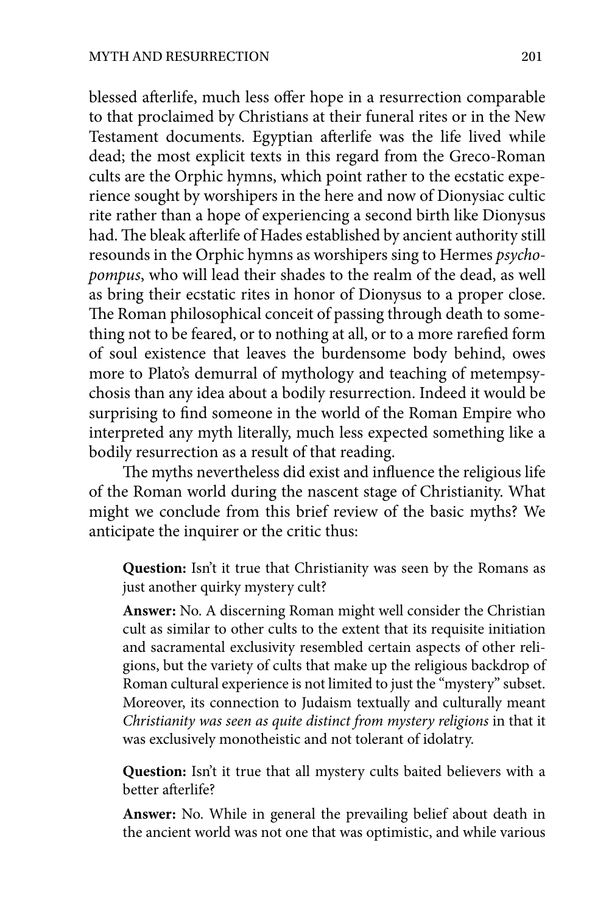blessed afterlife, much less offer hope in a resurrection comparable to that proclaimed by Christians at their funeral rites or in the New Testament documents. Egyptian afterlife was the life lived while dead; the most explicit texts in this regard from the Greco-Roman cults are the Orphic hymns, which point rather to the ecstatic experience sought by worshipers in the here and now of Dionysiac cultic rite rather than a hope of experiencing a second birth like Dionysus had. The bleak afterlife of Hades established by ancient authority still resounds in the Orphic hymns as worshipers sing to Hermes *psychopompus*, who will lead their shades to the realm of the dead, as well as bring their ecstatic rites in honor of Dionysus to a proper close. The Roman philosophical conceit of passing through death to something not to be feared, or to nothing at all, or to a more rarefied form of soul existence that leaves the burdensome body behind, owes more to Plato's demurral of mythology and teaching of metempsychosis than any idea about a bodily resurrection. Indeed it would be surprising to find someone in the world of the Roman Empire who interpreted any myth literally, much less expected something like a bodily resurrection as a result of that reading.

The myths nevertheless did exist and influence the religious life of the Roman world during the nascent stage of Christianity. What might we conclude from this brief review of the basic myths? We anticipate the inquirer or the critic thus:

> **Question:** Isn't it true that Christianity was seen by the Romans as just another quirky mystery cult?
>
> **Answer:** No. A discerning Roman might well consider the Christian cult as similar to other cults to the extent that its requisite initiation and sacramental exclusivity resembled certain aspects of other religions, but the variety of cults that make up the religious backdrop of Roman cultural experience is not limited to just the "mystery" subset. Moreover, its connection to Judaism textually and culturally meant *Christianity was seen as quite distinct from mystery religions* in that it was exclusively monotheistic and not tolerant of idolatry.
>
> **Question:** Isn't it true that all mystery cults baited believers with a better afterlife?
>
> **Answer:** No. While in general the prevailing belief about death in the ancient world was not one that was optimistic, and while various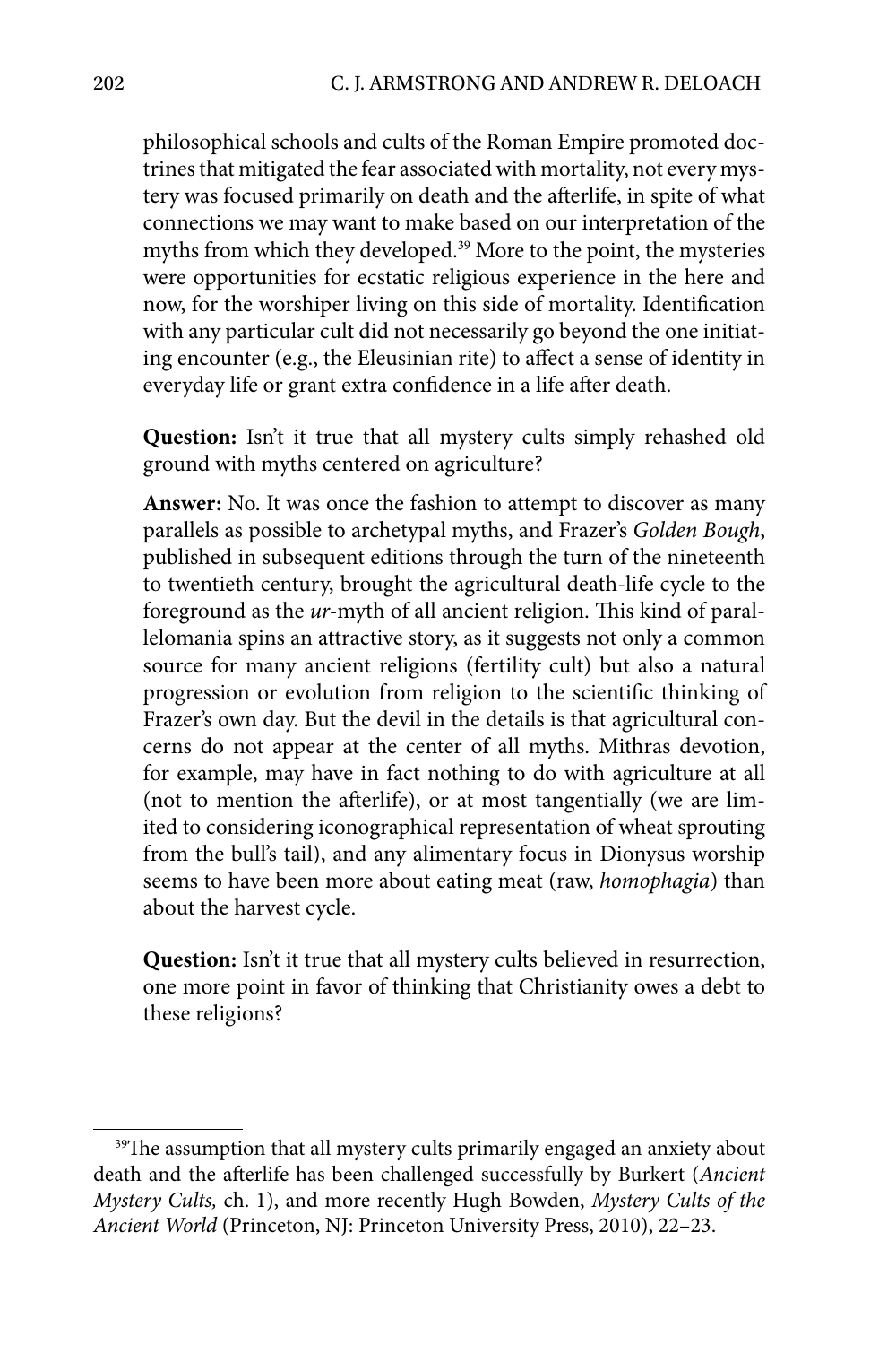philosophical schools and cults of the Roman Empire promoted doctrines that mitigated the fear associated with mortality, not every mystery was focused primarily on death and the afterlife, in spite of what connections we may want to make based on our interpretation of the myths from which they developed.[39] More to the point, the mysteries were opportunities for ecstatic religious experience in the here and now, for the worshiper living on this side of mortality. Identification with any particular cult did not necessarily go beyond the one initiating encounter (e.g., the Eleusinian rite) to affect a sense of identity in everyday life or grant extra confidence in a life after death.

**Question:** Isn't it true that all mystery cults simply rehashed old ground with myths centered on agriculture?

**Answer:** No. It was once the fashion to attempt to discover as many parallels as possible to archetypal myths, and Frazer's *Golden Bough*, published in subsequent editions through the turn of the nineteenth to twentieth century, brought the agricultural death-life cycle to the foreground as the *ur*-myth of all ancient religion. This kind of parallelomania spins an attractive story, as it suggests not only a common source for many ancient religions (fertility cult) but also a natural progression or evolution from religion to the scientific thinking of Frazer's own day. But the devil in the details is that agricultural concerns do not appear at the center of all myths. Mithras devotion, for example, may have in fact nothing to do with agriculture at all (not to mention the afterlife), or at most tangentially (we are limited to considering iconographical representation of wheat sprouting from the bull's tail), and any alimentary focus in Dionysus worship seems to have been more about eating meat (raw, *homophagia*) than about the harvest cycle.

**Question:** Isn't it true that all mystery cults believed in resurrection, one more point in favor of thinking that Christianity owes a debt to these religions?

---

[39] The assumption that all mystery cults primarily engaged an anxiety about death and the afterlife has been challenged successfully by Burkert (*Ancient Mystery Cults,* ch. 1), and more recently Hugh Bowden, *Mystery Cults of the Ancient World* (Princeton, NJ: Princeton University Press, 2010), 22–23.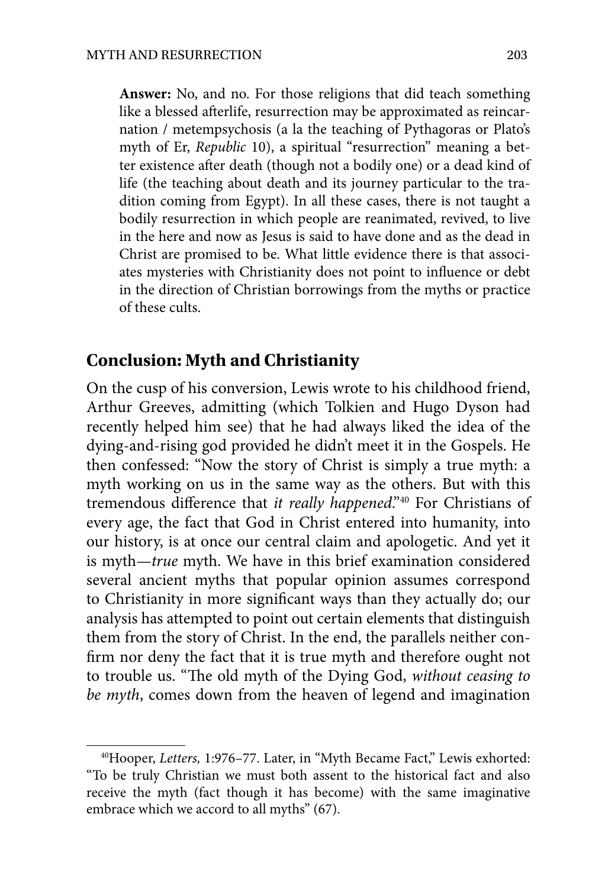**Answer:** No, and no. For those religions that did teach something like a blessed afterlife, resurrection may be approximated as reincarnation / metempsychosis (a la the teaching of Pythagoras or Plato's myth of Er, *Republic* 10), a spiritual "resurrection" meaning a better existence after death (though not a bodily one) or a dead kind of life (the teaching about death and its journey particular to the tradition coming from Egypt). In all these cases, there is not taught a bodily resurrection in which people are reanimated, revived, to live in the here and now as Jesus is said to have done and as the dead in Christ are promised to be. What little evidence there is that associates mysteries with Christianity does not point to influence or debt in the direction of Christian borrowings from the myths or practice of these cults.

## Conclusion: Myth and Christianity

On the cusp of his conversion, Lewis wrote to his childhood friend, Arthur Greeves, admitting (which Tolkien and Hugo Dyson had recently helped him see) that he had always liked the idea of the dying-and-rising god provided he didn't meet it in the Gospels. He then confessed: "Now the story of Christ is simply a true myth: a myth working on us in the same way as the others. But with this tremendous difference that *it really happened*."[40] For Christians of every age, the fact that God in Christ entered into humanity, into our history, is at once our central claim and apologetic. And yet it is myth—*true* myth. We have in this brief examination considered several ancient myths that popular opinion assumes correspond to Christianity in more significant ways than they actually do; our analysis has attempted to point out certain elements that distinguish them from the story of Christ. In the end, the parallels neither confirm nor deny the fact that it is true myth and therefore ought not to trouble us. "The old myth of the Dying God, *without ceasing to be myth*, comes down from the heaven of legend and imagination

[40] Hooper, *Letters,* 1:976–77. Later, in "Myth Became Fact," Lewis exhorted: "To be truly Christian we must both assent to the historical fact and also receive the myth (fact though it has become) with the same imaginative embrace which we accord to all myths" (67).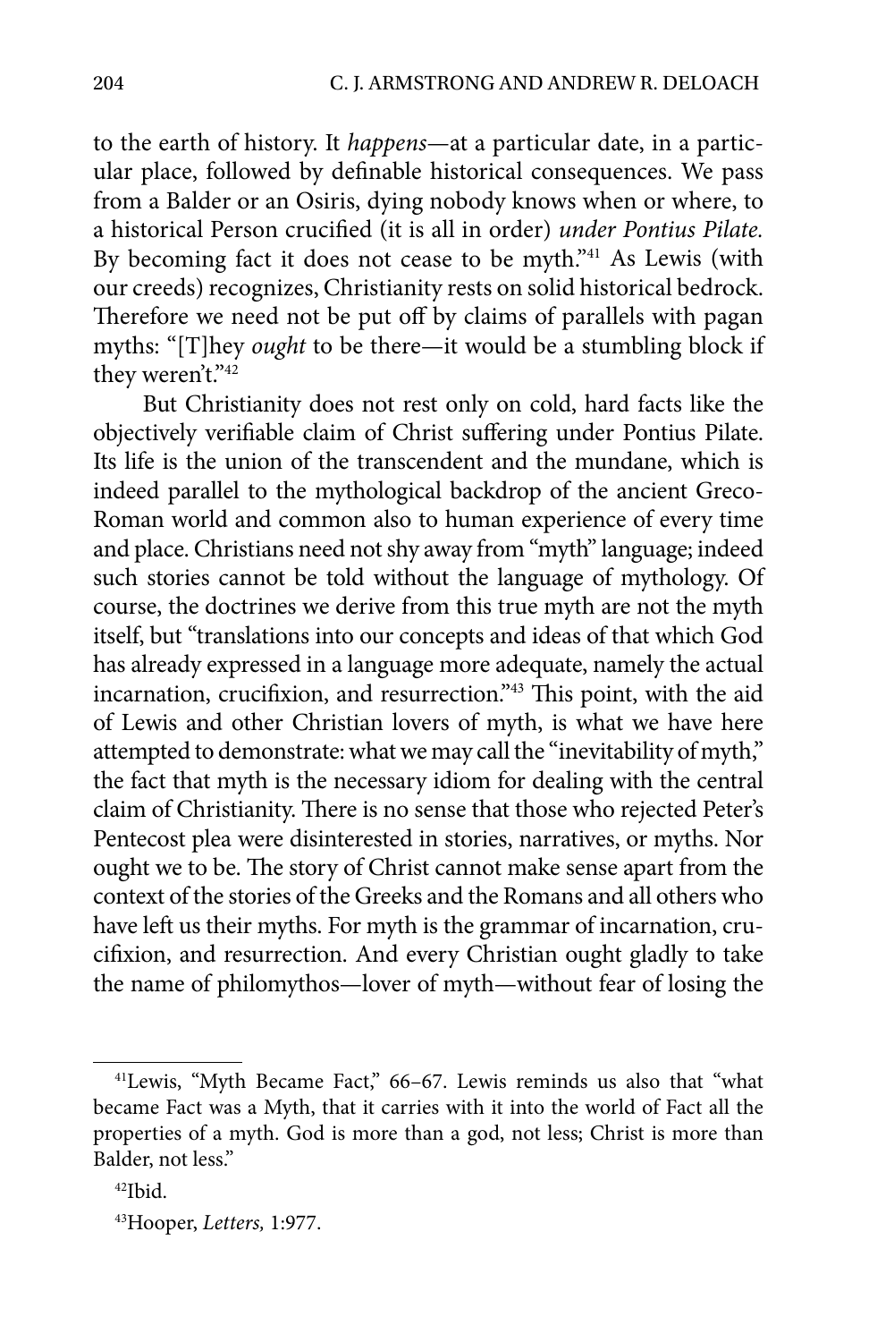to the earth of history. It *happens*—at a particular date, in a particular place, followed by definable historical consequences. We pass from a Balder or an Osiris, dying nobody knows when or where, to a historical Person crucified (it is all in order) *under Pontius Pilate*. By becoming fact it does not cease to be myth."[41] As Lewis (with our creeds) recognizes, Christianity rests on solid historical bedrock. Therefore we need not be put off by claims of parallels with pagan myths: "[T]hey *ought* to be there—it would be a stumbling block if they weren't."[42]

But Christianity does not rest only on cold, hard facts like the objectively verifiable claim of Christ suffering under Pontius Pilate. Its life is the union of the transcendent and the mundane, which is indeed parallel to the mythological backdrop of the ancient Greco-Roman world and common also to human experience of every time and place. Christians need not shy away from "myth" language; indeed such stories cannot be told without the language of mythology. Of course, the doctrines we derive from this true myth are not the myth itself, but "translations into our concepts and ideas of that which God has already expressed in a language more adequate, namely the actual incarnation, crucifixion, and resurrection."[43] This point, with the aid of Lewis and other Christian lovers of myth, is what we have here attempted to demonstrate: what we may call the "inevitability of myth," the fact that myth is the necessary idiom for dealing with the central claim of Christianity. There is no sense that those who rejected Peter's Pentecost plea were disinterested in stories, narratives, or myths. Nor ought we to be. The story of Christ cannot make sense apart from the context of the stories of the Greeks and the Romans and all others who have left us their myths. For myth is the grammar of incarnation, crucifixion, and resurrection. And every Christian ought gladly to take the name of philomythos—lover of myth—without fear of losing the

---

[41] Lewis, "Myth Became Fact," 66–67. Lewis reminds us also that "what became Fact was a Myth, that it carries with it into the world of Fact all the properties of a myth. God is more than a god, not less; Christ is more than Balder, not less."

[42] Ibid.

[43] Hooper, *Letters,* 1:977.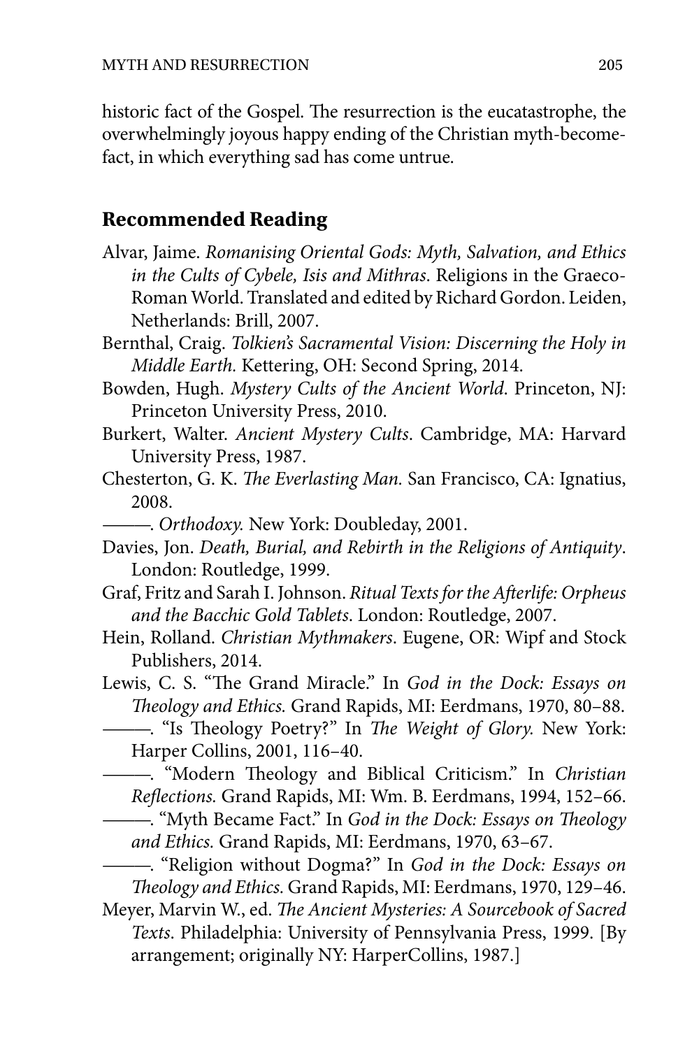historic fact of the Gospel. The resurrection is the eucatastrophe, the overwhelmingly joyous happy ending of the Christian myth-become-fact, in which everything sad has come untrue.

## Recommended Reading

Alvar, Jaime. *Romanising Oriental Gods: Myth, Salvation, and Ethics in the Cults of Cybele, Isis and Mithras*. Religions in the Graeco-Roman World. Translated and edited by Richard Gordon. Leiden, Netherlands: Brill, 2007.

Bernthal, Craig. *Tolkien's Sacramental Vision: Discerning the Holy in Middle Earth.* Kettering, OH: Second Spring, 2014.

Bowden, Hugh. *Mystery Cults of the Ancient World*. Princeton, NJ: Princeton University Press, 2010.

Burkert, Walter. *Ancient Mystery Cults*. Cambridge, MA: Harvard University Press, 1987.

Chesterton, G. K. *The Everlasting Man.* San Francisco, CA: Ignatius, 2008.

———. *Orthodoxy.* New York: Doubleday, 2001.

Davies, Jon. *Death, Burial, and Rebirth in the Religions of Antiquity*. London: Routledge, 1999.

Graf, Fritz and Sarah I. Johnson. *Ritual Texts for the Afterlife: Orpheus and the Bacchic Gold Tablets*. London: Routledge, 2007.

Hein, Rolland. *Christian Mythmakers*. Eugene, OR: Wipf and Stock Publishers, 2014.

Lewis, C. S. "The Grand Miracle." In *God in the Dock: Essays on Theology and Ethics.* Grand Rapids, MI: Eerdmans, 1970, 80–88.

———. "Is Theology Poetry?" In *The Weight of Glory.* New York: Harper Collins, 2001, 116–40.

———. "Modern Theology and Biblical Criticism." In *Christian Reflections.* Grand Rapids, MI: Wm. B. Eerdmans, 1994, 152–66.

———. "Myth Became Fact." In *God in the Dock: Essays on Theology and Ethics.* Grand Rapids, MI: Eerdmans, 1970, 63–67.

———. "Religion without Dogma?" In *God in the Dock: Essays on Theology and Ethics.* Grand Rapids, MI: Eerdmans, 1970, 129–46.

Meyer, Marvin W., ed. *The Ancient Mysteries: A Sourcebook of Sacred Texts*. Philadelphia: University of Pennsylvania Press, 1999. [By arrangement; originally NY: HarperCollins, 1987.]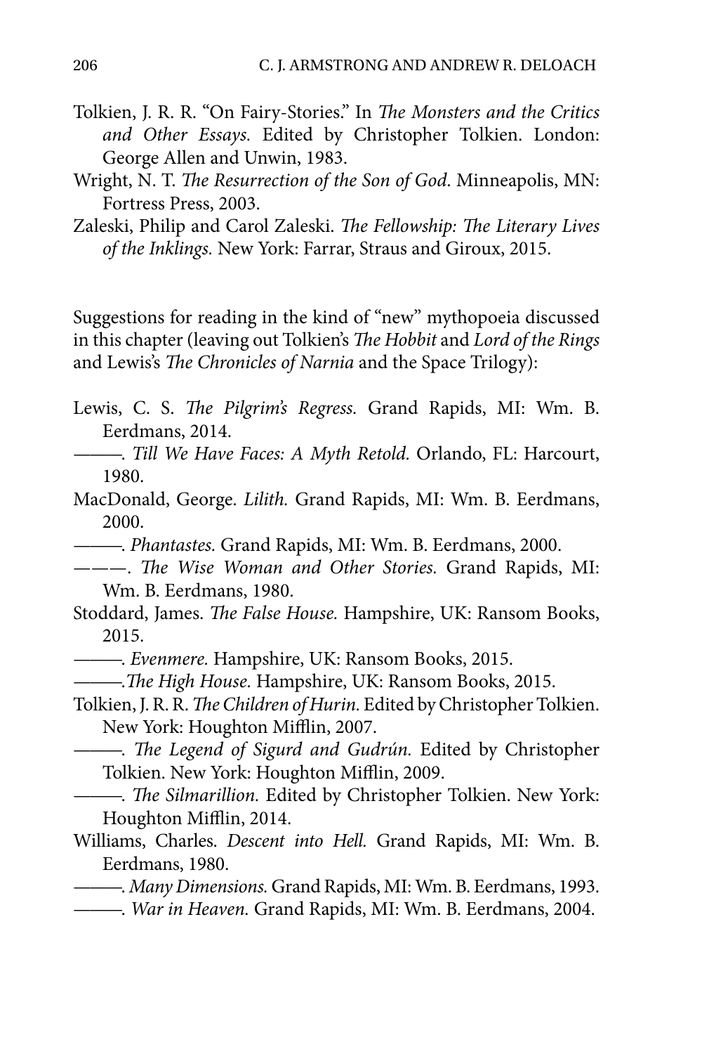Tolkien, J. R. R. "On Fairy-Stories." In *The Monsters and the Critics and Other Essays.* Edited by Christopher Tolkien. London: George Allen and Unwin, 1983.

Wright, N. T. *The Resurrection of the Son of God.* Minneapolis, MN: Fortress Press, 2003.

Zaleski, Philip and Carol Zaleski. *The Fellowship: The Literary Lives of the Inklings.* New York: Farrar, Straus and Giroux, 2015.

Suggestions for reading in the kind of "new" mythopoeia discussed in this chapter (leaving out Tolkien's *The Hobbit* and *Lord of the Rings* and Lewis's *The Chronicles of Narnia* and the Space Trilogy):

Lewis, C. S. *The Pilgrim's Regress.* Grand Rapids, MI: Wm. B. Eerdmans, 2014.

———. *Till We Have Faces: A Myth Retold.* Orlando, FL: Harcourt, 1980.

MacDonald, George. *Lilith.* Grand Rapids, MI: Wm. B. Eerdmans, 2000.

———. *Phantastes.* Grand Rapids, MI: Wm. B. Eerdmans, 2000.

———. *The Wise Woman and Other Stories.* Grand Rapids, MI: Wm. B. Eerdmans, 1980.

Stoddard, James. *The False House.* Hampshire, UK: Ransom Books, 2015.

———. *Evenmere.* Hampshire, UK: Ransom Books, 2015.

———.*The High House.* Hampshire, UK: Ransom Books, 2015.

Tolkien, J. R. R. *The Children of Hurin.* Edited by Christopher Tolkien. New York: Houghton Mifflin, 2007.

———. *The Legend of Sigurd and Gudrún.* Edited by Christopher Tolkien. New York: Houghton Mifflin, 2009.

———. *The Silmarillion.* Edited by Christopher Tolkien. New York: Houghton Mifflin, 2014.

Williams, Charles. *Descent into Hell.* Grand Rapids, MI: Wm. B. Eerdmans, 1980.

———. *Many Dimensions.* Grand Rapids, MI: Wm. B. Eerdmans, 1993.

———. *War in Heaven.* Grand Rapids, MI: Wm. B. Eerdmans, 2004.